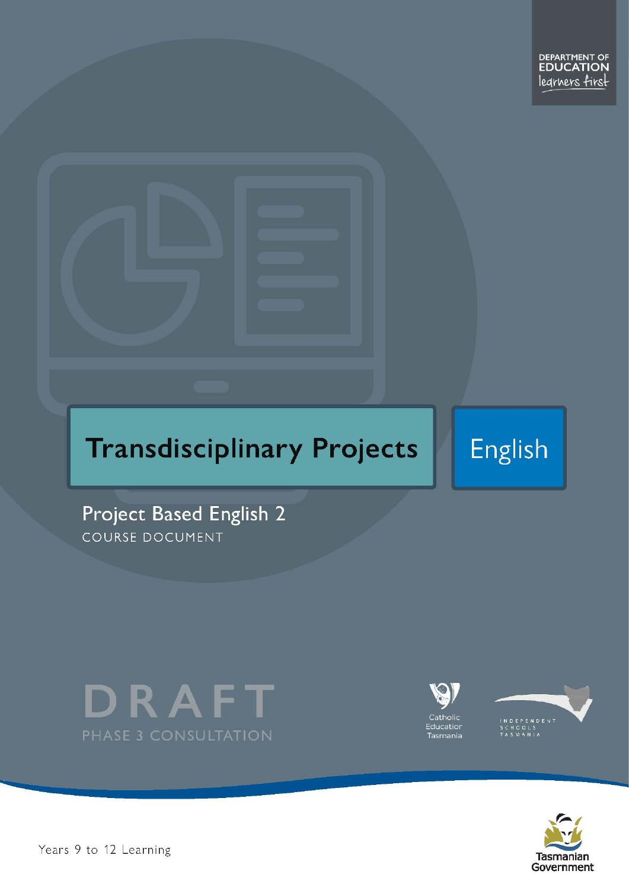DEPARTMENT OF EDUCATION
learners first

# Transdisciplinary Projects

English

## Project Based English 2

COURSE DOCUMENT

DRAFT

PHASE 3 CONSULTATION

Catholic Education Tasmania

INDEPENDENT SCHOOLS TASMANIA

Tasmanian Government

Years 9 to 12 Learning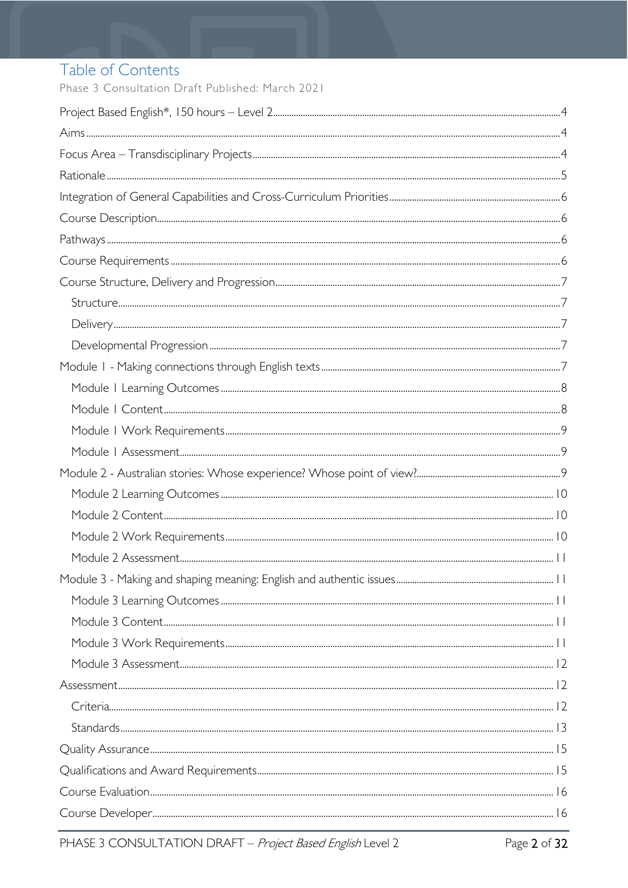# Table of Contents

Phase 3 Consultation Draft Published: March 2021

Project Based English*, 150 hours – Level 2 ... 4

Aims ... 4

Focus Area – Transdisciplinary Projects ... 4

Rationale ... 5

Integration of General Capabilities and Cross-Curriculum Priorities ... 6

Course Description ... 6

Pathways ... 6

Course Requirements ... 6

Course Structure, Delivery and Progression ... 7

- Structure ... 7
- Delivery ... 7
- Developmental Progression ... 7

Module 1 - Making connections through English texts ... 7

- Module 1 Learning Outcomes ... 8
- Module 1 Content ... 8
- Module 1 Work Requirements ... 9
- Module 1 Assessment ... 9

Module 2 - Australian stories: Whose experience? Whose point of view? ... 9

- Module 2 Learning Outcomes ... 10
- Module 2 Content ... 10
- Module 2 Work Requirements ... 10
- Module 2 Assessment ... 11

Module 3 - Making and shaping meaning: English and authentic issues ... 11

- Module 3 Learning Outcomes ... 11
- Module 3 Content ... 11
- Module 3 Work Requirements ... 11
- Module 3 Assessment ... 12

Assessment ... 12

- Criteria ... 12
- Standards ... 13

Quality Assurance ... 15

Qualifications and Award Requirements ... 15

Course Evaluation ... 16

Course Developer ... 16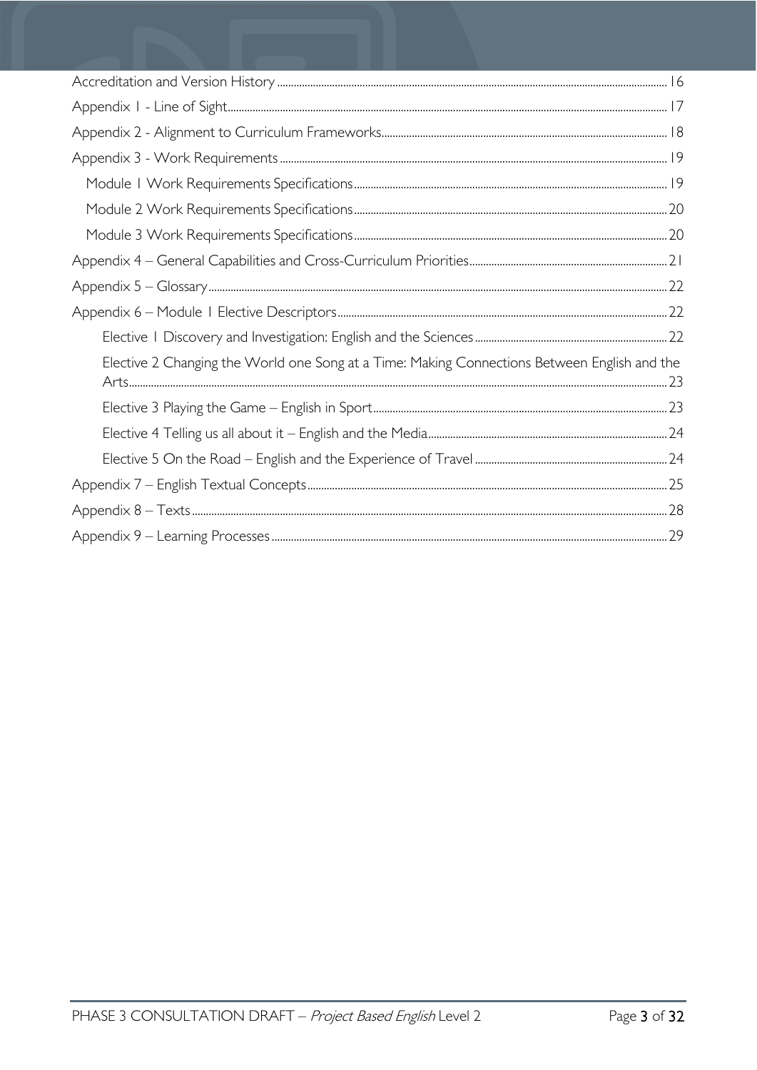Accreditation and Version History ... 16

Appendix 1 - Line of Sight ... 17

Appendix 2 - Alignment to Curriculum Frameworks ... 18

Appendix 3 - Work Requirements ... 19

- Module 1 Work Requirements Specifications ... 19
- Module 2 Work Requirements Specifications ... 20
- Module 3 Work Requirements Specifications ... 20

Appendix 4 – General Capabilities and Cross-Curriculum Priorities ... 21

Appendix 5 – Glossary ... 22

Appendix 6 – Module 1 Elective Descriptors ... 22

- Elective 1 Discovery and Investigation: English and the Sciences ... 22
- Elective 2 Changing the World one Song at a Time: Making Connections Between English and the Arts ... 23
- Elective 3 Playing the Game – English in Sport ... 23
- Elective 4 Telling us all about it – English and the Media ... 24
- Elective 5 On the Road – English and the Experience of Travel ... 24

Appendix 7 – English Textual Concepts ... 25

Appendix 8 – Texts ... 28

Appendix 9 – Learning Processes ... 29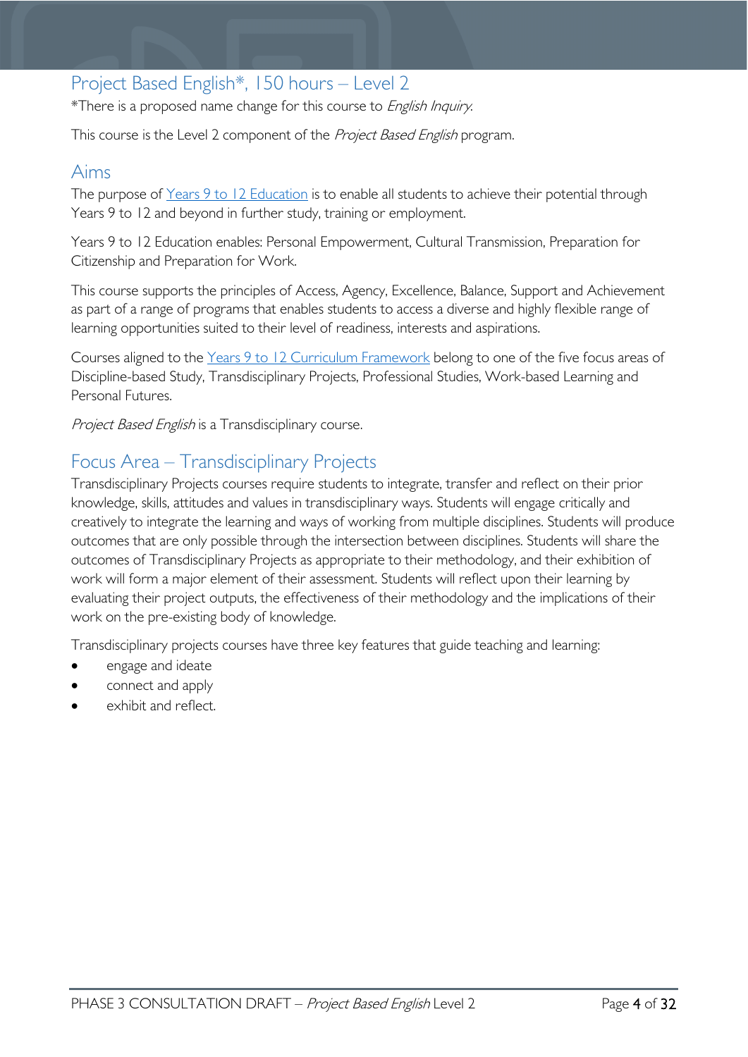## Project Based English*, 150 hours – Level 2

*There is a proposed name change for this course to *English Inquiry*.

This course is the Level 2 component of the *Project Based English* program.

## Aims

The purpose of Years 9 to 12 Education is to enable all students to achieve their potential through Years 9 to 12 and beyond in further study, training or employment.

Years 9 to 12 Education enables: Personal Empowerment, Cultural Transmission, Preparation for Citizenship and Preparation for Work.

This course supports the principles of Access, Agency, Excellence, Balance, Support and Achievement as part of a range of programs that enables students to access a diverse and highly flexible range of learning opportunities suited to their level of readiness, interests and aspirations.

Courses aligned to the Years 9 to 12 Curriculum Framework belong to one of the five focus areas of Discipline-based Study, Transdisciplinary Projects, Professional Studies, Work-based Learning and Personal Futures.

*Project Based English* is a Transdisciplinary course.

## Focus Area – Transdisciplinary Projects

Transdisciplinary Projects courses require students to integrate, transfer and reflect on their prior knowledge, skills, attitudes and values in transdisciplinary ways. Students will engage critically and creatively to integrate the learning and ways of working from multiple disciplines. Students will produce outcomes that are only possible through the intersection between disciplines. Students will share the outcomes of Transdisciplinary Projects as appropriate to their methodology, and their exhibition of work will form a major element of their assessment. Students will reflect upon their learning by evaluating their project outputs, the effectiveness of their methodology and the implications of their work on the pre-existing body of knowledge.

Transdisciplinary projects courses have three key features that guide teaching and learning:

- engage and ideate
- connect and apply
- exhibit and reflect.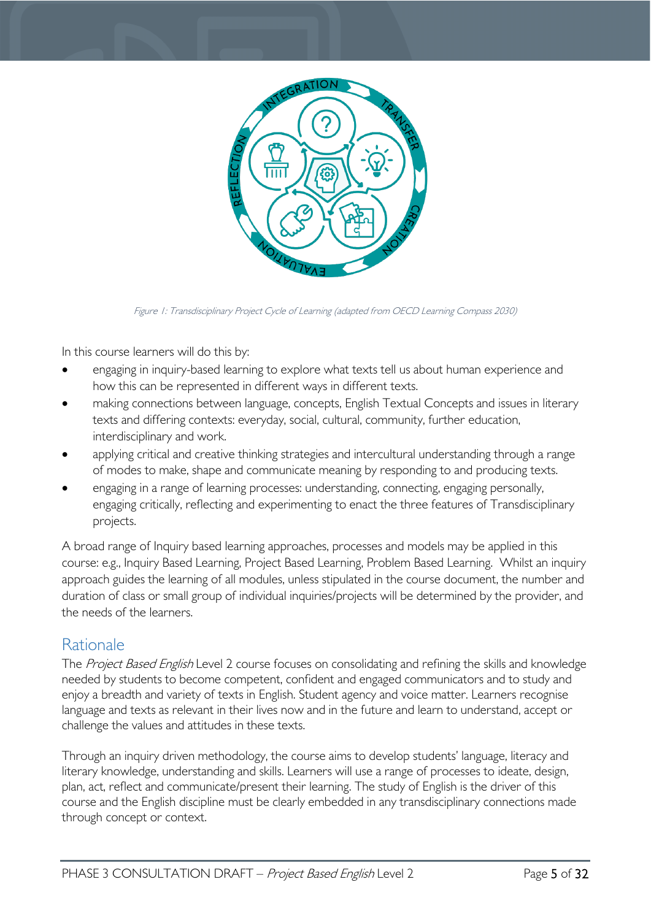Figure 1: Transdisciplinary Project Cycle of Learning (adapted from OECD Learning Compass 2030)

In this course learners will do this by:

- engaging in inquiry-based learning to explore what texts tell us about human experience and how this can be represented in different ways in different texts.
- making connections between language, concepts, English Textual Concepts and issues in literary texts and differing contexts: everyday, social, cultural, community, further education, interdisciplinary and work.
- applying critical and creative thinking strategies and intercultural understanding through a range of modes to make, shape and communicate meaning by responding to and producing texts.
- engaging in a range of learning processes: understanding, connecting, engaging personally, engaging critically, reflecting and experimenting to enact the three features of Transdisciplinary projects.

A broad range of Inquiry based learning approaches, processes and models may be applied in this course: e.g., Inquiry Based Learning, Project Based Learning, Problem Based Learning. Whilst an inquiry approach guides the learning of all modules, unless stipulated in the course document, the number and duration of class or small group of individual inquiries/projects will be determined by the provider, and the needs of the learners.

## Rationale

The *Project Based English* Level 2 course focuses on consolidating and refining the skills and knowledge needed by students to become competent, confident and engaged communicators and to study and enjoy a breadth and variety of texts in English. Student agency and voice matter. Learners recognise language and texts as relevant in their lives now and in the future and learn to understand, accept or challenge the values and attitudes in these texts.

Through an inquiry driven methodology, the course aims to develop students' language, literacy and literary knowledge, understanding and skills. Learners will use a range of processes to ideate, design, plan, act, reflect and communicate/present their learning. The study of English is the driver of this course and the English discipline must be clearly embedded in any transdisciplinary connections made through concept or context.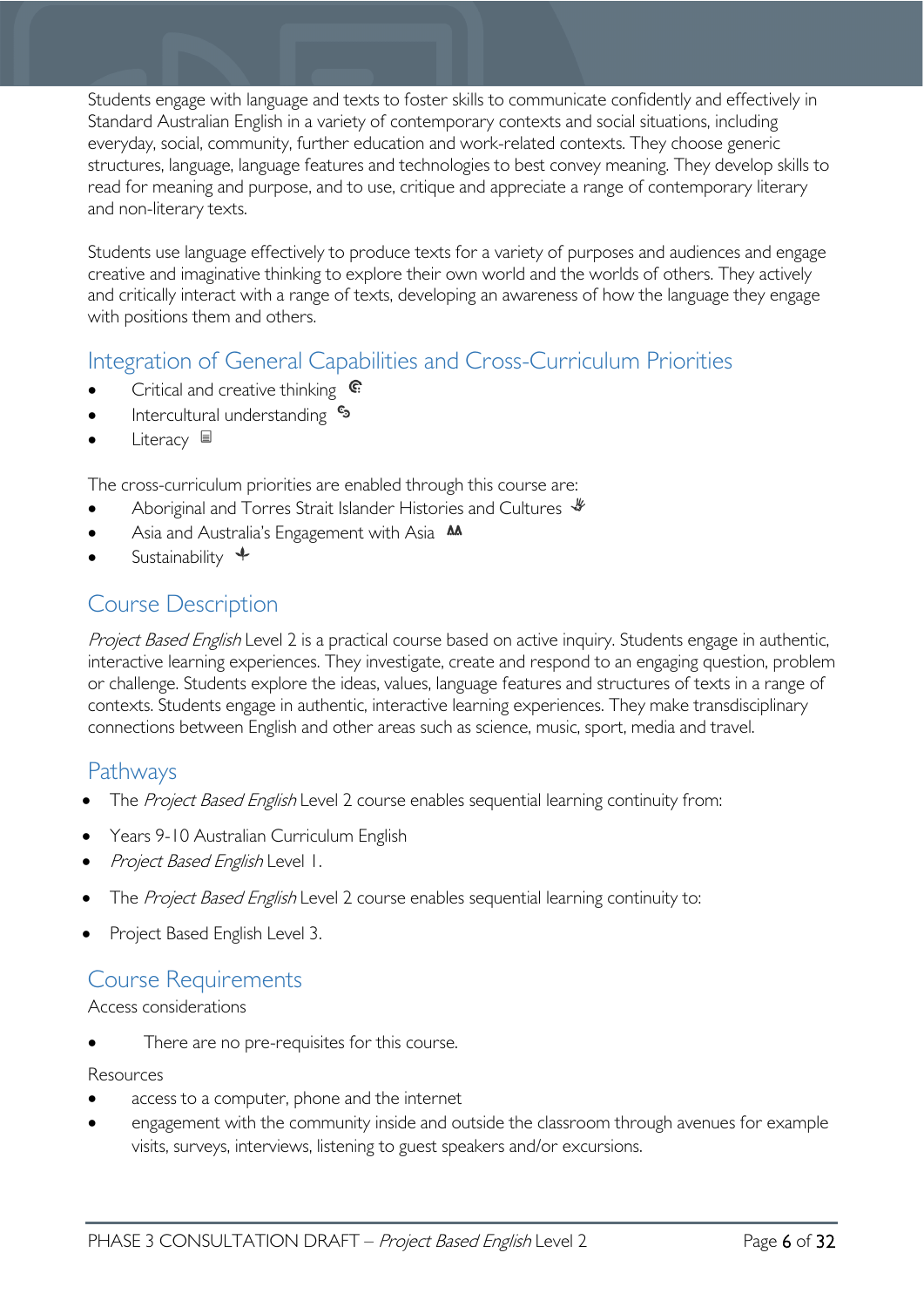Students engage with language and texts to foster skills to communicate confidently and effectively in Standard Australian English in a variety of contemporary contexts and social situations, including everyday, social, community, further education and work-related contexts. They choose generic structures, language, language features and technologies to best convey meaning. They develop skills to read for meaning and purpose, and to use, critique and appreciate a range of contemporary literary and non-literary texts.

Students use language effectively to produce texts for a variety of purposes and audiences and engage creative and imaginative thinking to explore their own world and the worlds of others. They actively and critically interact with a range of texts, developing an awareness of how the language they engage with positions them and others.

## Integration of General Capabilities and Cross-Curriculum Priorities

- Critical and creative thinking
- Intercultural understanding
- Literacy

The cross-curriculum priorities are enabled through this course are:

- Aboriginal and Torres Strait Islander Histories and Cultures
- Asia and Australia's Engagement with Asia
- Sustainability

## Course Description

*Project Based English* Level 2 is a practical course based on active inquiry. Students engage in authentic, interactive learning experiences. They investigate, create and respond to an engaging question, problem or challenge. Students explore the ideas, values, language features and structures of texts in a range of contexts. Students engage in authentic, interactive learning experiences. They make transdisciplinary connections between English and other areas such as science, music, sport, media and travel.

## Pathways

- The *Project Based English* Level 2 course enables sequential learning continuity from:
- Years 9-10 Australian Curriculum English
- *Project Based English* Level 1.
- The *Project Based English* Level 2 course enables sequential learning continuity to:
- Project Based English Level 3.

## Course Requirements

Access considerations

- There are no pre-requisites for this course.

Resources

- access to a computer, phone and the internet
- engagement with the community inside and outside the classroom through avenues for example visits, surveys, interviews, listening to guest speakers and/or excursions.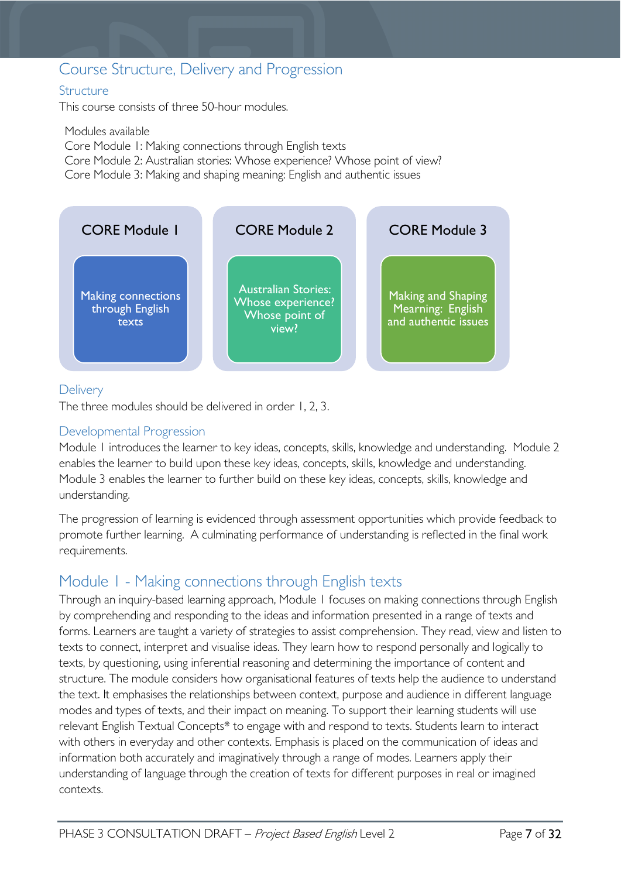## Course Structure, Delivery and Progression

### Structure

This course consists of three 50-hour modules.

Modules available
Core Module 1: Making connections through English texts
Core Module 2: Australian stories: Whose experience? Whose point of view?
Core Module 3: Making and shaping meaning: English and authentic issues

| CORE Module 1 | CORE Module 2 | CORE Module 3 |
|---|---|---|
| Making connections through English texts | Australian Stories: Whose experience? Whose point of view? | Making and Shaping Mearning: English and authentic issues |

### Delivery

The three modules should be delivered in order 1, 2, 3.

### Developmental Progression

Module 1 introduces the learner to key ideas, concepts, skills, knowledge and understanding. Module 2 enables the learner to build upon these key ideas, concepts, skills, knowledge and understanding. Module 3 enables the learner to further build on these key ideas, concepts, skills, knowledge and understanding.

The progression of learning is evidenced through assessment opportunities which provide feedback to promote further learning. A culminating performance of understanding is reflected in the final work requirements.

## Module 1 - Making connections through English texts

Through an inquiry-based learning approach, Module 1 focuses on making connections through English by comprehending and responding to the ideas and information presented in a range of texts and forms. Learners are taught a variety of strategies to assist comprehension. They read, view and listen to texts to connect, interpret and visualise ideas. They learn how to respond personally and logically to texts, by questioning, using inferential reasoning and determining the importance of content and structure. The module considers how organisational features of texts help the audience to understand the text. It emphasises the relationships between context, purpose and audience in different language modes and types of texts, and their impact on meaning. To support their learning students will use relevant English Textual Concepts* to engage with and respond to texts. Students learn to interact with others in everyday and other contexts. Emphasis is placed on the communication of ideas and information both accurately and imaginatively through a range of modes. Learners apply their understanding of language through the creation of texts for different purposes in real or imagined contexts.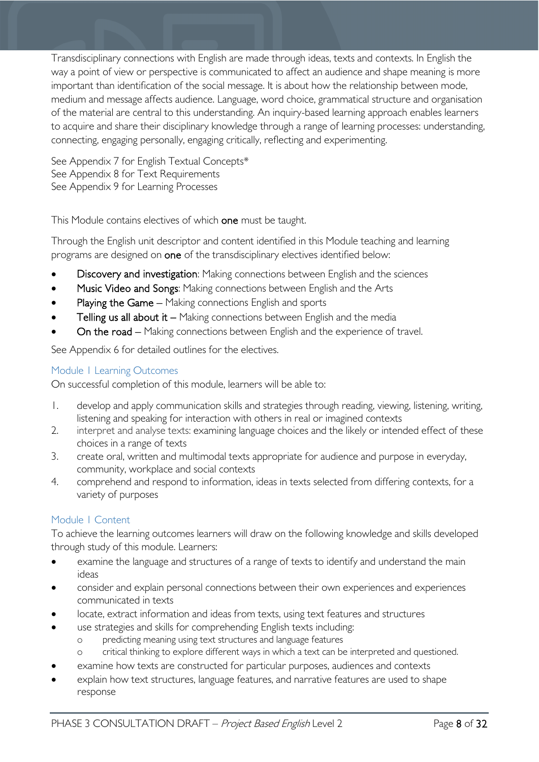Transdisciplinary connections with English are made through ideas, texts and contexts. In English the way a point of view or perspective is communicated to affect an audience and shape meaning is more important than identification of the social message. It is about how the relationship between mode, medium and message affects audience. Language, word choice, grammatical structure and organisation of the material are central to this understanding. An inquiry-based learning approach enables learners to acquire and share their disciplinary knowledge through a range of learning processes: understanding, connecting, engaging personally, engaging critically, reflecting and experimenting.

See Appendix 7 for English Textual Concepts*
See Appendix 8 for Text Requirements
See Appendix 9 for Learning Processes

This Module contains electives of which **one** must be taught.

Through the English unit descriptor and content identified in this Module teaching and learning programs are designed on **one** of the transdisciplinary electives identified below:

- **Discovery and investigation**: Making connections between English and the sciences
- **Music Video and Songs**: Making connections between English and the Arts
- **Playing the Game** – Making connections English and sports
- **Telling us all about it** – Making connections between English and the media
- **On the road** – Making connections between English and the experience of travel.

See Appendix 6 for detailed outlines for the electives.

### Module 1 Learning Outcomes

On successful completion of this module, learners will be able to:

1. develop and apply communication skills and strategies through reading, viewing, listening, writing, listening and speaking for interaction with others in real or imagined contexts
2. interpret and analyse texts: examining language choices and the likely or intended effect of these choices in a range of texts
3. create oral, written and multimodal texts appropriate for audience and purpose in everyday, community, workplace and social contexts
4. comprehend and respond to information, ideas in texts selected from differing contexts, for a variety of purposes

### Module 1 Content

To achieve the learning outcomes learners will draw on the following knowledge and skills developed through study of this module. Learners:

- examine the language and structures of a range of texts to identify and understand the main ideas
- consider and explain personal connections between their own experiences and experiences communicated in texts
- locate, extract information and ideas from texts, using text features and structures
- use strategies and skills for comprehending English texts including:
  - predicting meaning using text structures and language features
  - critical thinking to explore different ways in which a text can be interpreted and questioned.
- examine how texts are constructed for particular purposes, audiences and contexts
- explain how text structures, language features, and narrative features are used to shape response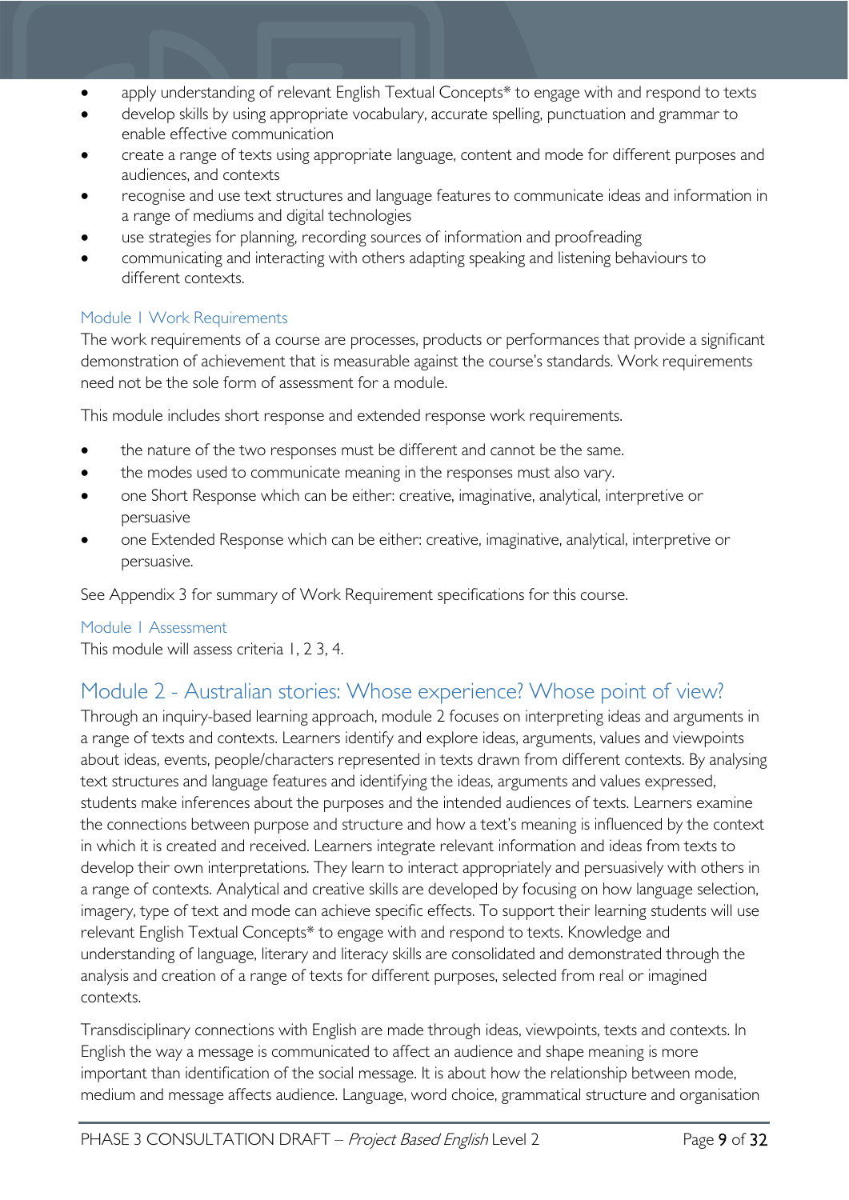- apply understanding of relevant English Textual Concepts* to engage with and respond to texts
- develop skills by using appropriate vocabulary, accurate spelling, punctuation and grammar to enable effective communication
- create a range of texts using appropriate language, content and mode for different purposes and audiences, and contexts
- recognise and use text structures and language features to communicate ideas and information in a range of mediums and digital technologies
- use strategies for planning, recording sources of information and proofreading
- communicating and interacting with others adapting speaking and listening behaviours to different contexts.

### Module 1 Work Requirements

The work requirements of a course are processes, products or performances that provide a significant demonstration of achievement that is measurable against the course's standards. Work requirements need not be the sole form of assessment for a module.

This module includes short response and extended response work requirements.

- the nature of the two responses must be different and cannot be the same.
- the modes used to communicate meaning in the responses must also vary.
- one Short Response which can be either: creative, imaginative, analytical, interpretive or persuasive
- one Extended Response which can be either: creative, imaginative, analytical, interpretive or persuasive.

See Appendix 3 for summary of Work Requirement specifications for this course.

### Module 1 Assessment

This module will assess criteria 1, 2 3, 4.

## Module 2 - Australian stories: Whose experience? Whose point of view?

Through an inquiry-based learning approach, module 2 focuses on interpreting ideas and arguments in a range of texts and contexts. Learners identify and explore ideas, arguments, values and viewpoints about ideas, events, people/characters represented in texts drawn from different contexts. By analysing text structures and language features and identifying the ideas, arguments and values expressed, students make inferences about the purposes and the intended audiences of texts. Learners examine the connections between purpose and structure and how a text's meaning is influenced by the context in which it is created and received. Learners integrate relevant information and ideas from texts to develop their own interpretations. They learn to interact appropriately and persuasively with others in a range of contexts. Analytical and creative skills are developed by focusing on how language selection, imagery, type of text and mode can achieve specific effects. To support their learning students will use relevant English Textual Concepts* to engage with and respond to texts. Knowledge and understanding of language, literary and literacy skills are consolidated and demonstrated through the analysis and creation of a range of texts for different purposes, selected from real or imagined contexts.

Transdisciplinary connections with English are made through ideas, viewpoints, texts and contexts. In English the way a message is communicated to affect an audience and shape meaning is more important than identification of the social message. It is about how the relationship between mode, medium and message affects audience. Language, word choice, grammatical structure and organisation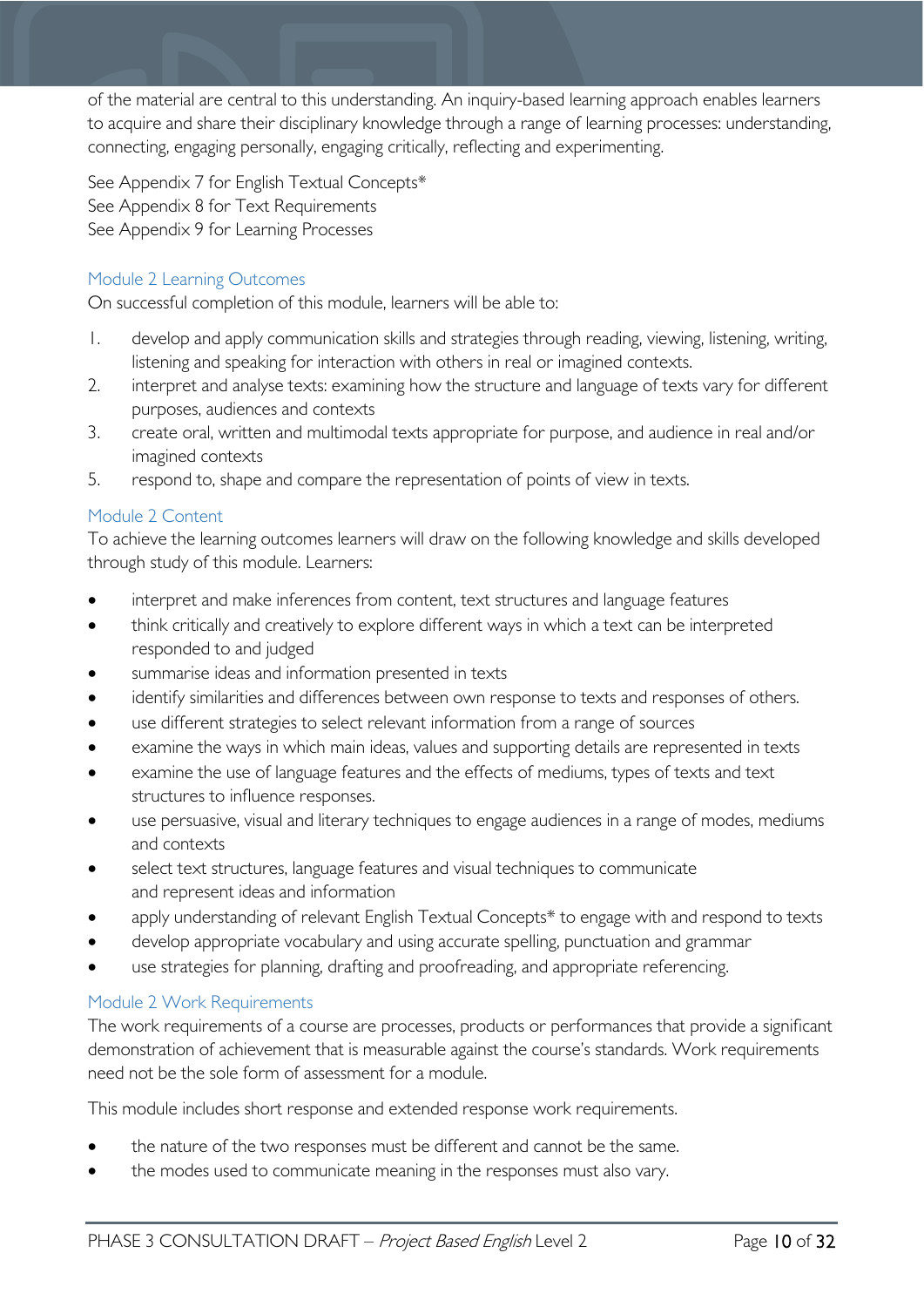of the material are central to this understanding. An inquiry-based learning approach enables learners to acquire and share their disciplinary knowledge through a range of learning processes: understanding, connecting, engaging personally, engaging critically, reflecting and experimenting.

See Appendix 7 for English Textual Concepts*
See Appendix 8 for Text Requirements
See Appendix 9 for Learning Processes

### Module 2 Learning Outcomes

On successful completion of this module, learners will be able to:

1. develop and apply communication skills and strategies through reading, viewing, listening, writing, listening and speaking for interaction with others in real or imagined contexts.
2. interpret and analyse texts: examining how the structure and language of texts vary for different purposes, audiences and contexts
3. create oral, written and multimodal texts appropriate for purpose, and audience in real and/or imagined contexts
5. respond to, shape and compare the representation of points of view in texts.

### Module 2 Content

To achieve the learning outcomes learners will draw on the following knowledge and skills developed through study of this module. Learners:

- interpret and make inferences from content, text structures and language features
- think critically and creatively to explore different ways in which a text can be interpreted responded to and judged
- summarise ideas and information presented in texts
- identify similarities and differences between own response to texts and responses of others.
- use different strategies to select relevant information from a range of sources
- examine the ways in which main ideas, values and supporting details are represented in texts
- examine the use of language features and the effects of mediums, types of texts and text structures to influence responses.
- use persuasive, visual and literary techniques to engage audiences in a range of modes, mediums and contexts
- select text structures, language features and visual techniques to communicate and represent ideas and information
- apply understanding of relevant English Textual Concepts* to engage with and respond to texts
- develop appropriate vocabulary and using accurate spelling, punctuation and grammar
- use strategies for planning, drafting and proofreading, and appropriate referencing.

### Module 2 Work Requirements

The work requirements of a course are processes, products or performances that provide a significant demonstration of achievement that is measurable against the course's standards. Work requirements need not be the sole form of assessment for a module.

This module includes short response and extended response work requirements.

- the nature of the two responses must be different and cannot be the same.
- the modes used to communicate meaning in the responses must also vary.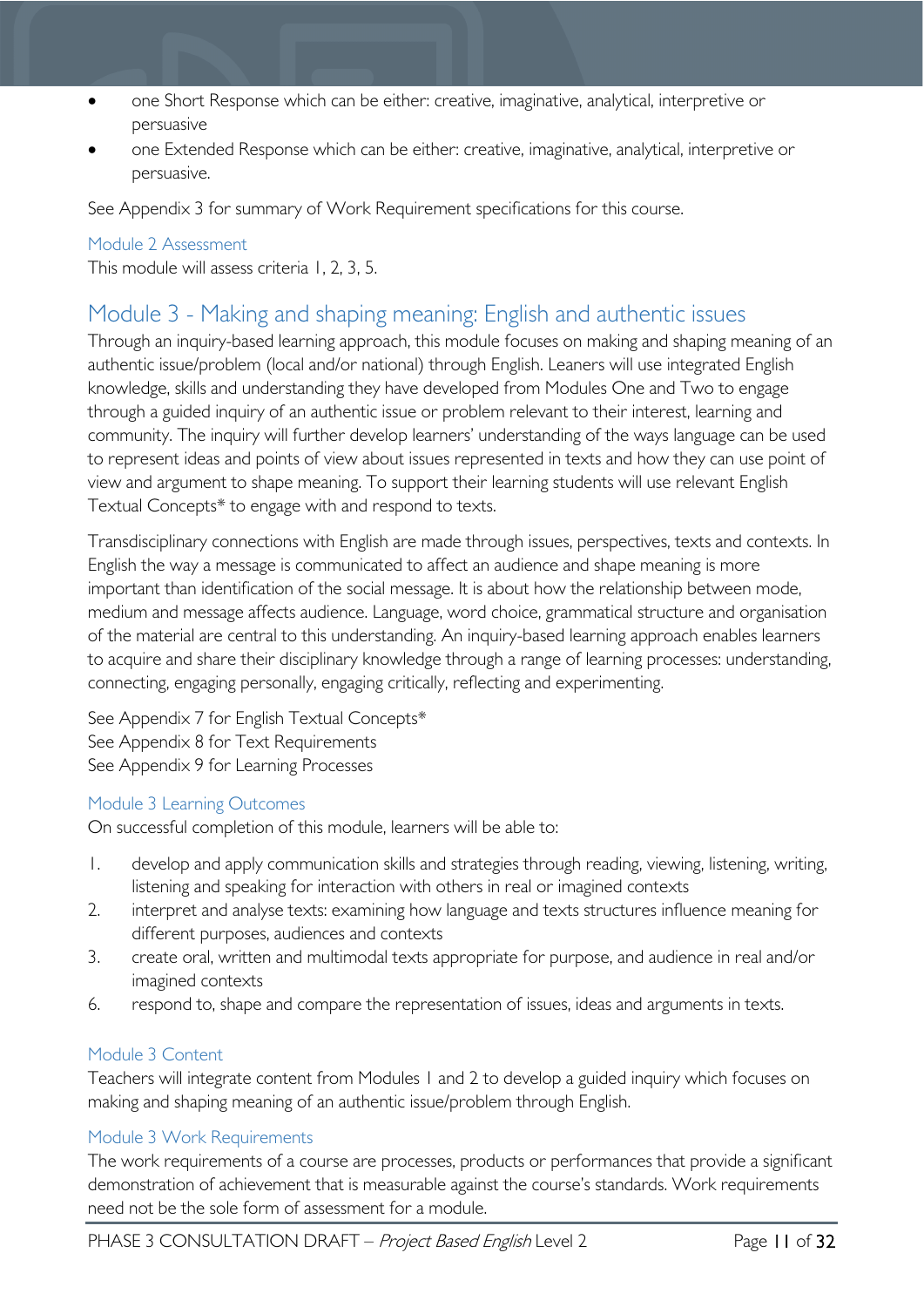- one Short Response which can be either: creative, imaginative, analytical, interpretive or persuasive
- one Extended Response which can be either: creative, imaginative, analytical, interpretive or persuasive.

See Appendix 3 for summary of Work Requirement specifications for this course.

### Module 2 Assessment

This module will assess criteria 1, 2, 3, 5.

## Module 3 - Making and shaping meaning: English and authentic issues

Through an inquiry-based learning approach, this module focuses on making and shaping meaning of an authentic issue/problem (local and/or national) through English. Leaners will use integrated English knowledge, skills and understanding they have developed from Modules One and Two to engage through a guided inquiry of an authentic issue or problem relevant to their interest, learning and community. The inquiry will further develop learners' understanding of the ways language can be used to represent ideas and points of view about issues represented in texts and how they can use point of view and argument to shape meaning. To support their learning students will use relevant English Textual Concepts* to engage with and respond to texts.

Transdisciplinary connections with English are made through issues, perspectives, texts and contexts. In English the way a message is communicated to affect an audience and shape meaning is more important than identification of the social message. It is about how the relationship between mode, medium and message affects audience. Language, word choice, grammatical structure and organisation of the material are central to this understanding. An inquiry-based learning approach enables learners to acquire and share their disciplinary knowledge through a range of learning processes: understanding, connecting, engaging personally, engaging critically, reflecting and experimenting.

See Appendix 7 for English Textual Concepts*
See Appendix 8 for Text Requirements
See Appendix 9 for Learning Processes

### Module 3 Learning Outcomes

On successful completion of this module, learners will be able to:

1. develop and apply communication skills and strategies through reading, viewing, listening, writing, listening and speaking for interaction with others in real or imagined contexts
2. interpret and analyse texts: examining how language and texts structures influence meaning for different purposes, audiences and contexts
3. create oral, written and multimodal texts appropriate for purpose, and audience in real and/or imagined contexts
6. respond to, shape and compare the representation of issues, ideas and arguments in texts.

### Module 3 Content

Teachers will integrate content from Modules 1 and 2 to develop a guided inquiry which focuses on making and shaping meaning of an authentic issue/problem through English.

### Module 3 Work Requirements

The work requirements of a course are processes, products or performances that provide a significant demonstration of achievement that is measurable against the course's standards. Work requirements need not be the sole form of assessment for a module.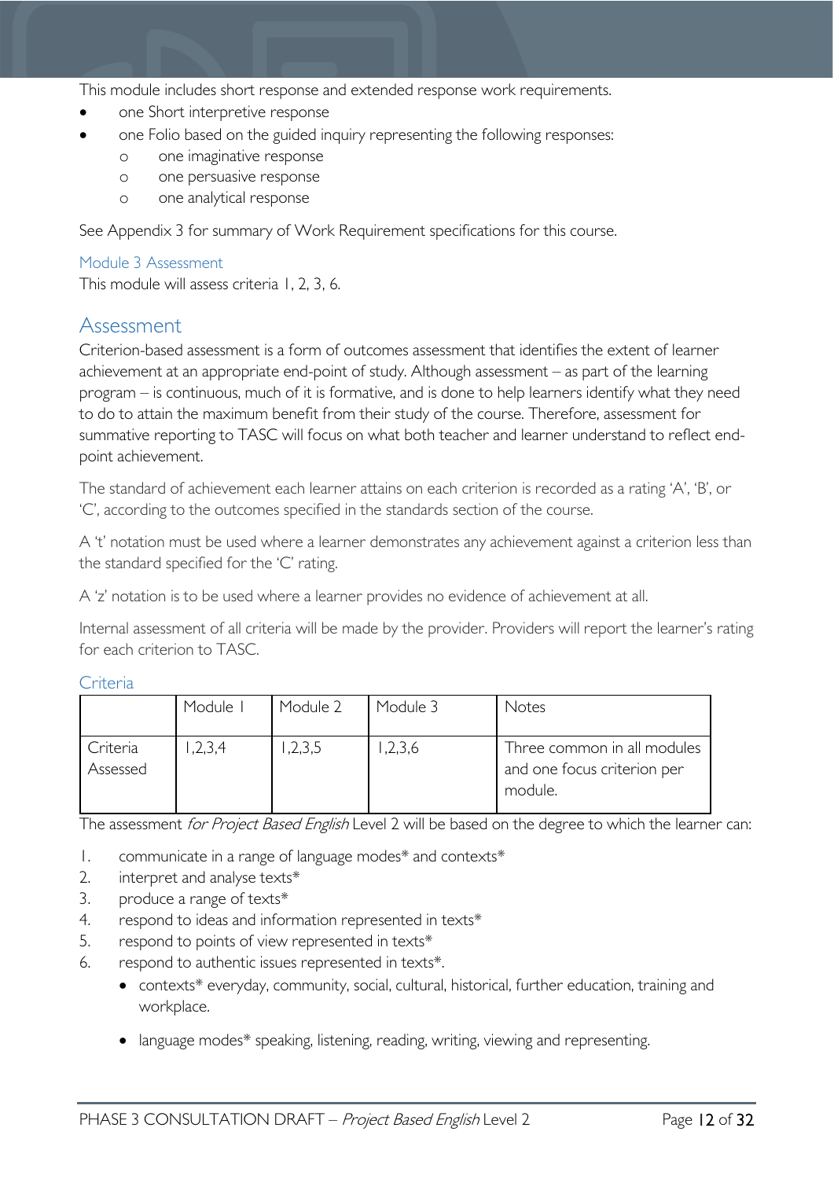This module includes short response and extended response work requirements.

- one Short interpretive response
- one Folio based on the guided inquiry representing the following responses:
    - one imaginative response
    - one persuasive response
    - one analytical response

See Appendix 3 for summary of Work Requirement specifications for this course.

### Module 3 Assessment

This module will assess criteria 1, 2, 3, 6.

## Assessment

Criterion-based assessment is a form of outcomes assessment that identifies the extent of learner achievement at an appropriate end-point of study. Although assessment – as part of the learning program – is continuous, much of it is formative, and is done to help learners identify what they need to do to attain the maximum benefit from their study of the course. Therefore, assessment for summative reporting to TASC will focus on what both teacher and learner understand to reflect end-point achievement.

The standard of achievement each learner attains on each criterion is recorded as a rating 'A', 'B', or 'C', according to the outcomes specified in the standards section of the course.

A 't' notation must be used where a learner demonstrates any achievement against a criterion less than the standard specified for the 'C' rating.

A 'z' notation is to be used where a learner provides no evidence of achievement at all.

Internal assessment of all criteria will be made by the provider. Providers will report the learner's rating for each criterion to TASC.

### Criteria

| | Module 1 | Module 2 | Module 3 | Notes |
|---|---|---|---|---|
| Criteria Assessed | 1,2,3,4 | 1,2,3,5 | 1,2,3,6 | Three common in all modules and one focus criterion per module. |

The assessment *for Project Based English* Level 2 will be based on the degree to which the learner can:

1. communicate in a range of language modes* and contexts*
2. interpret and analyse texts*
3. produce a range of texts*
4. respond to ideas and information represented in texts*
5. respond to points of view represented in texts*
6. respond to authentic issues represented in texts*.
    - contexts* everyday, community, social, cultural, historical, further education, training and workplace.
    - language modes* speaking, listening, reading, writing, viewing and representing.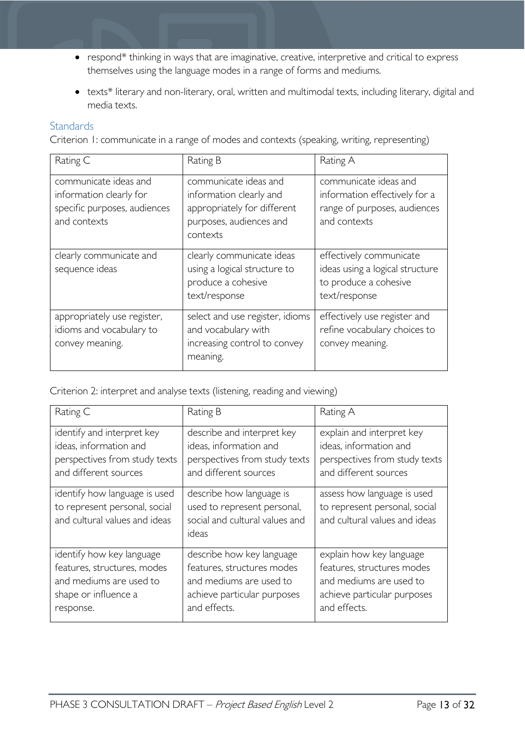- respond* thinking in ways that are imaginative, creative, interpretive and critical to express themselves using the language modes in a range of forms and mediums.
- texts* literary and non-literary, oral, written and multimodal texts, including literary, digital and media texts.

### Standards

Criterion 1: communicate in a range of modes and contexts (speaking, writing, representing)

| Rating C | Rating B | Rating A |
| --- | --- | --- |
| communicate ideas and information clearly for specific purposes, audiences and contexts | communicate ideas and information clearly and appropriately for different purposes, audiences and contexts | communicate ideas and information effectively for a range of purposes, audiences and contexts |
| clearly communicate and sequence ideas | clearly communicate ideas using a logical structure to produce a cohesive text/response | effectively communicate ideas using a logical structure to produce a cohesive text/response |
| appropriately use register, idioms and vocabulary to convey meaning. | select and use register, idioms and vocabulary with increasing control to convey meaning. | effectively use register and refine vocabulary choices to convey meaning. |

Criterion 2: interpret and analyse texts (listening, reading and viewing)

| Rating C | Rating B | Rating A |
| --- | --- | --- |
| identify and interpret key ideas, information and perspectives from study texts and different sources | describe and interpret key ideas, information and perspectives from study texts and different sources | explain and interpret key ideas, information and perspectives from study texts and different sources |
| identify how language is used to represent personal, social and cultural values and ideas | describe how language is used to represent personal, social and cultural values and ideas | assess how language is used to represent personal, social and cultural values and ideas |
| identify how key language features, structures, modes and mediums are used to shape or influence a response. | describe how key language features, structures modes and mediums are used to achieve particular purposes and effects. | explain how key language features, structures modes and mediums are used to achieve particular purposes and effects. |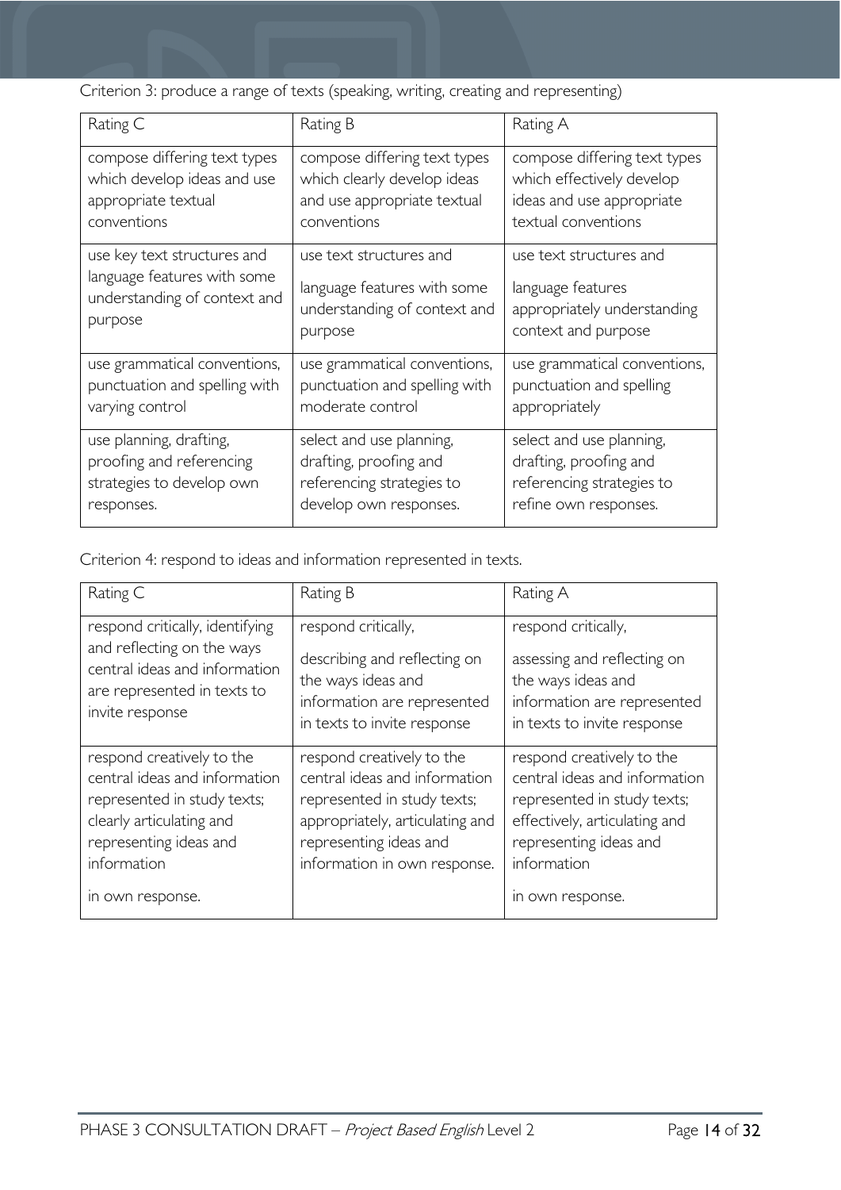Criterion 3: produce a range of texts (speaking, writing, creating and representing)

| Rating C | Rating B | Rating A |
|---|---|---|
| compose differing text types which develop ideas and use appropriate textual conventions | compose differing text types which clearly develop ideas and use appropriate textual conventions | compose differing text types which effectively develop ideas and use appropriate textual conventions |
| use key text structures and language features with some understanding of context and purpose | use text structures and language features with some understanding of context and purpose | use text structures and language features appropriately understanding context and purpose |
| use grammatical conventions, punctuation and spelling with varying control | use grammatical conventions, punctuation and spelling with moderate control | use grammatical conventions, punctuation and spelling appropriately |
| use planning, drafting, proofing and referencing strategies to develop own responses. | select and use planning, drafting, proofing and referencing strategies to develop own responses. | select and use planning, drafting, proofing and referencing strategies to refine own responses. |

Criterion 4: respond to ideas and information represented in texts.

| Rating C | Rating B | Rating A |
|---|---|---|
| respond critically, identifying and reflecting on the ways central ideas and information are represented in texts to invite response | respond critically, describing and reflecting on the ways ideas and information are represented in texts to invite response | respond critically, assessing and reflecting on the ways ideas and information are represented in texts to invite response |
| respond creatively to the central ideas and information represented in study texts; clearly articulating and representing ideas and information in own response. | respond creatively to the central ideas and information represented in study texts; appropriately, articulating and representing ideas and information in own response. | respond creatively to the central ideas and information represented in study texts; effectively, articulating and representing ideas and information in own response. |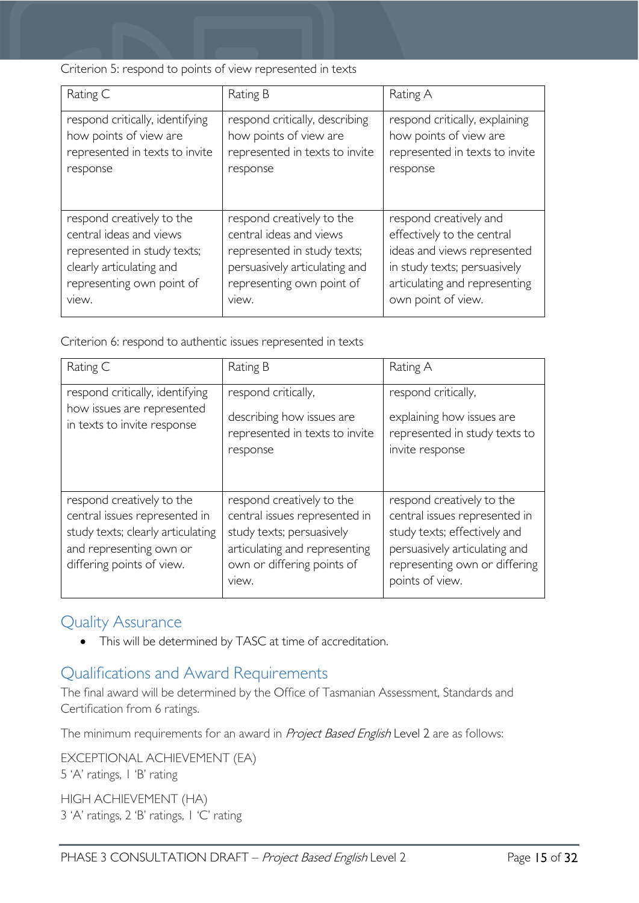Criterion 5: respond to points of view represented in texts

| Rating C | Rating B | Rating A |
| --- | --- | --- |
| respond critically, identifying how points of view are represented in texts to invite response | respond critically, describing how points of view are represented in texts to invite response | respond critically, explaining how points of view are represented in texts to invite response |
| respond creatively to the central ideas and views represented in study texts; clearly articulating and representing own point of view. | respond creatively to the central ideas and views represented in study texts; persuasively articulating and representing own point of view. | respond creatively and effectively to the central ideas and views represented in study texts; persuasively articulating and representing own point of view. |

Criterion 6: respond to authentic issues represented in texts

| Rating C | Rating B | Rating A |
| --- | --- | --- |
| respond critically, identifying how issues are represented in texts to invite response | respond critically, describing how issues are represented in texts to invite response | respond critically, explaining how issues are represented in study texts to invite response |
| respond creatively to the central issues represented in study texts; clearly articulating and representing own or differing points of view. | respond creatively to the central issues represented in study texts; persuasively articulating and representing own or differing points of view. | respond creatively to the central issues represented in study texts; effectively and persuasively articulating and representing own or differing points of view. |

## Quality Assurance

- This will be determined by TASC at time of accreditation.

## Qualifications and Award Requirements

The final award will be determined by the Office of Tasmanian Assessment, Standards and Certification from 6 ratings.

The minimum requirements for an award in *Project Based English* Level 2 are as follows:

EXCEPTIONAL ACHIEVEMENT (EA)
5 'A' ratings, 1 'B' rating

HIGH ACHIEVEMENT (HA)
3 'A' ratings, 2 'B' ratings, 1 'C' rating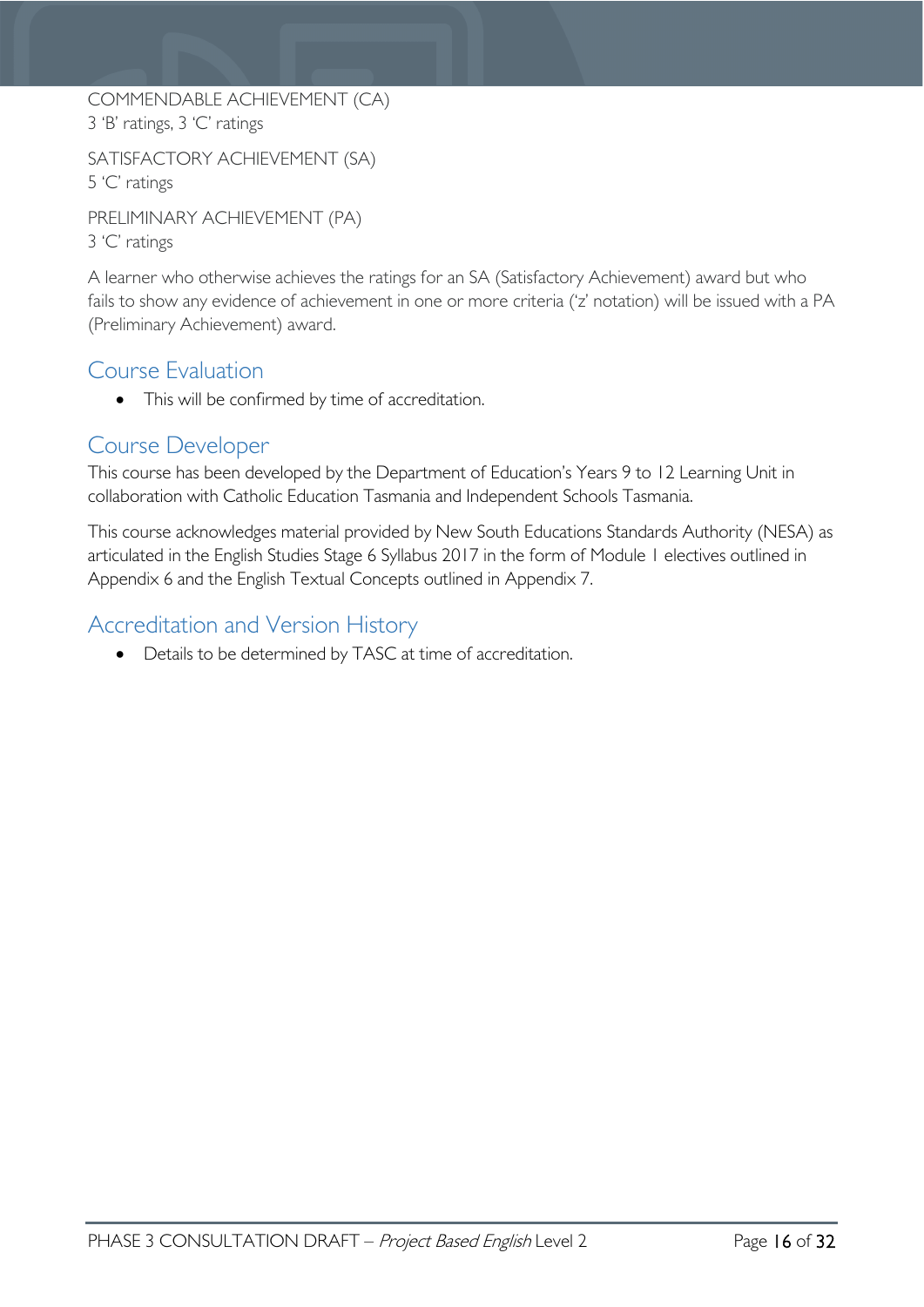COMMENDABLE ACHIEVEMENT (CA)
3 'B' ratings, 3 'C' ratings

SATISFACTORY ACHIEVEMENT (SA)
5 'C' ratings

PRELIMINARY ACHIEVEMENT (PA)
3 'C' ratings

A learner who otherwise achieves the ratings for an SA (Satisfactory Achievement) award but who fails to show any evidence of achievement in one or more criteria ('z' notation) will be issued with a PA (Preliminary Achievement) award.

## Course Evaluation

- This will be confirmed by time of accreditation.

## Course Developer

This course has been developed by the Department of Education's Years 9 to 12 Learning Unit in collaboration with Catholic Education Tasmania and Independent Schools Tasmania.

This course acknowledges material provided by New South Educations Standards Authority (NESA) as articulated in the English Studies Stage 6 Syllabus 2017 in the form of Module 1 electives outlined in Appendix 6 and the English Textual Concepts outlined in Appendix 7.

## Accreditation and Version History

- Details to be determined by TASC at time of accreditation.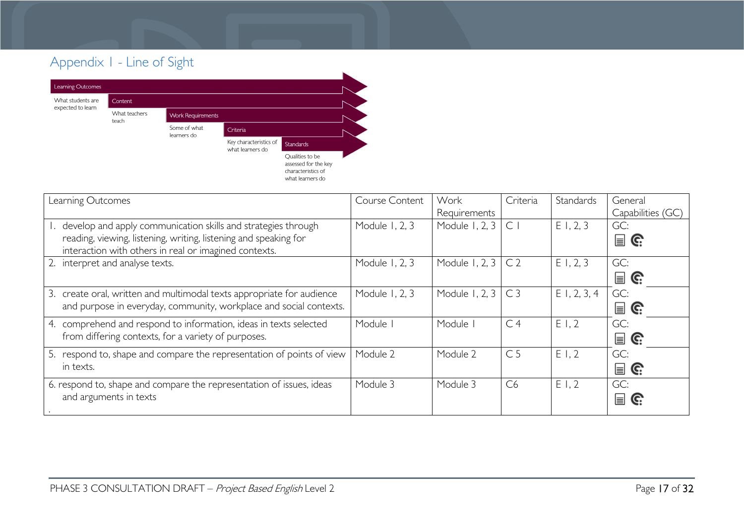# Appendix 1 - Line of Sight

- **Learning Outcomes** – What students are expected to learn
- **Content** – What teachers teach
- **Work Requirements** – Some of what learners do
- **Criteria** – Key characteristics of what learners do
- **Standards** – Qualities to be assessed for the key characteristics of what learners do

| Learning Outcomes | Course Content | Work Requirements | Criteria | Standards | General Capabilities (GC) |
|---|---|---|---|---|---|
| 1. develop and apply communication skills and strategies through reading, viewing, listening, writing, listening and speaking for interaction with others in real or imagined contexts. | Module 1, 2, 3 | Module 1, 2, 3 | C 1 | E 1, 2, 3 | GC: |
| 2. interpret and analyse texts. | Module 1, 2, 3 | Module 1, 2, 3 | C 2 | E 1, 2, 3 | GC: |
| 3. create oral, written and multimodal texts appropriate for audience and purpose in everyday, community, workplace and social contexts. | Module 1, 2, 3 | Module 1, 2, 3 | C 3 | E 1, 2, 3, 4 | GC: |
| 4. comprehend and respond to information, ideas in texts selected from differing contexts, for a variety of purposes. | Module 1 | Module 1 | C 4 | E 1, 2 | GC: |
| 5. respond to, shape and compare the representation of points of view in texts. | Module 2 | Module 2 | C 5 | E 1, 2 | GC: |
| 6. respond to, shape and compare the representation of issues, ideas and arguments in texts | Module 3 | Module 3 | C6 | E 1, 2 | GC: |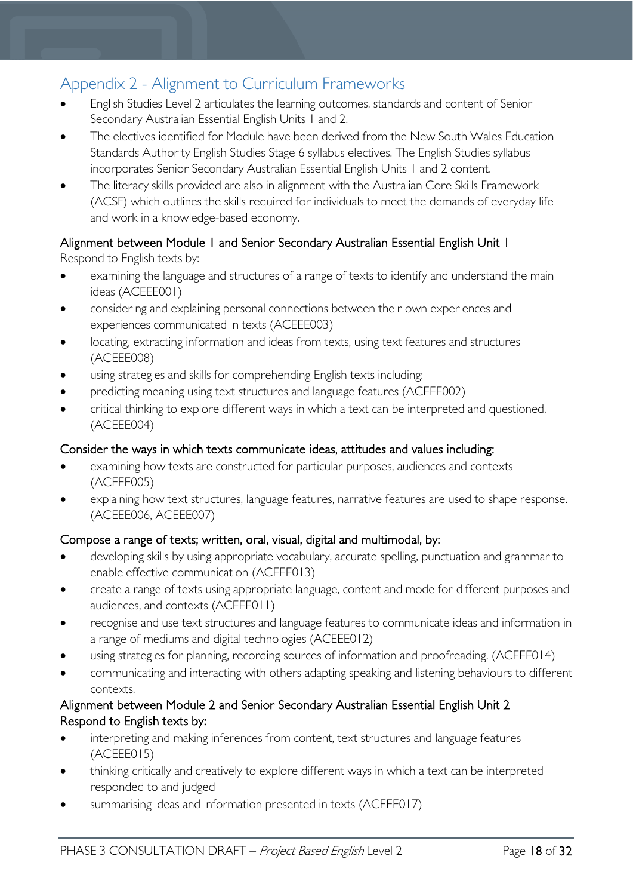## Appendix 2 - Alignment to Curriculum Frameworks

- English Studies Level 2 articulates the learning outcomes, standards and content of Senior Secondary Australian Essential English Units 1 and 2.
- The electives identified for Module have been derived from the New South Wales Education Standards Authority English Studies Stage 6 syllabus electives. The English Studies syllabus incorporates Senior Secondary Australian Essential English Units 1 and 2 content.
- The literacy skills provided are also in alignment with the Australian Core Skills Framework (ACSF) which outlines the skills required for individuals to meet the demands of everyday life and work in a knowledge-based economy.

### Alignment between Module 1 and Senior Secondary Australian Essential English Unit 1

Respond to English texts by:

- examining the language and structures of a range of texts to identify and understand the main ideas (ACEEE001)
- considering and explaining personal connections between their own experiences and experiences communicated in texts (ACEEE003)
- locating, extracting information and ideas from texts, using text features and structures (ACEEE008)
- using strategies and skills for comprehending English texts including:
- predicting meaning using text structures and language features (ACEEE002)
- critical thinking to explore different ways in which a text can be interpreted and questioned. (ACEEE004)

### Consider the ways in which texts communicate ideas, attitudes and values including:

- examining how texts are constructed for particular purposes, audiences and contexts (ACEEE005)
- explaining how text structures, language features, narrative features are used to shape response. (ACEEE006, ACEEE007)

### Compose a range of texts; written, oral, visual, digital and multimodal, by:

- developing skills by using appropriate vocabulary, accurate spelling, punctuation and grammar to enable effective communication (ACEEE013)
- create a range of texts using appropriate language, content and mode for different purposes and audiences, and contexts (ACEEE011)
- recognise and use text structures and language features to communicate ideas and information in a range of mediums and digital technologies (ACEEE012)
- using strategies for planning, recording sources of information and proofreading. (ACEEE014)
- communicating and interacting with others adapting speaking and listening behaviours to different contexts.

### Alignment between Module 2 and Senior Secondary Australian Essential English Unit 2

### Respond to English texts by:

- interpreting and making inferences from content, text structures and language features (ACEEE015)
- thinking critically and creatively to explore different ways in which a text can be interpreted responded to and judged
- summarising ideas and information presented in texts (ACEEE017)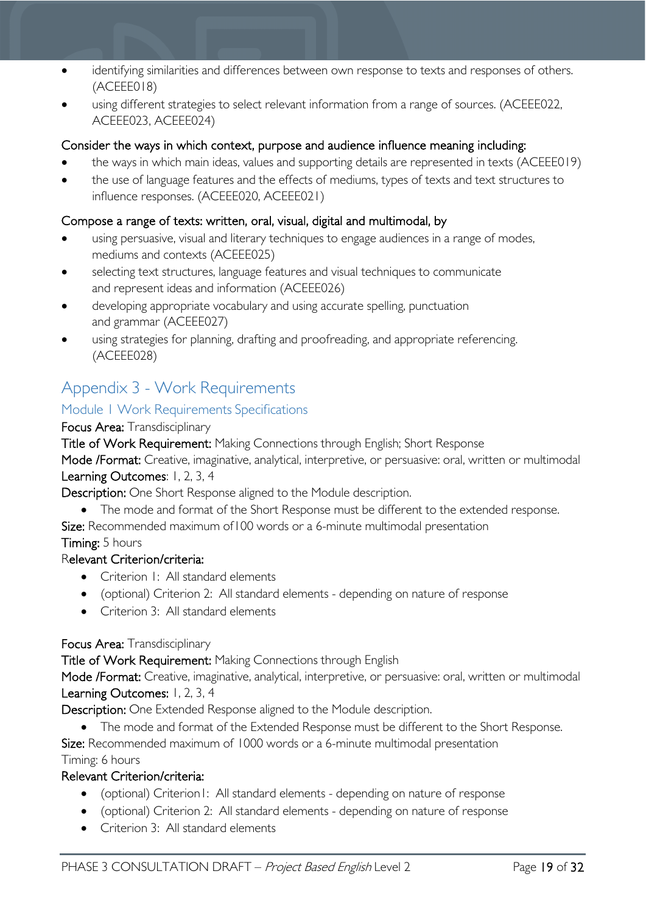- identifying similarities and differences between own response to texts and responses of others. (ACEEE018)
- using different strategies to select relevant information from a range of sources. (ACEEE022, ACEEE023, ACEEE024)

Consider the ways in which context, purpose and audience influence meaning including:

- the ways in which main ideas, values and supporting details are represented in texts (ACEEE019)
- the use of language features and the effects of mediums, types of texts and text structures to influence responses. (ACEEE020, ACEEE021)

Compose a range of texts: written, oral, visual, digital and multimodal, by

- using persuasive, visual and literary techniques to engage audiences in a range of modes, mediums and contexts (ACEEE025)
- selecting text structures, language features and visual techniques to communicate and represent ideas and information (ACEEE026)
- developing appropriate vocabulary and using accurate spelling, punctuation and grammar (ACEEE027)
- using strategies for planning, drafting and proofreading, and appropriate referencing. (ACEEE028)

# Appendix 3 - Work Requirements

## Module 1 Work Requirements Specifications

**Focus Area:** Transdisciplinary

**Title of Work Requirement:** Making Connections through English; Short Response

**Mode /Format:** Creative, imaginative, analytical, interpretive, or persuasive: oral, written or multimodal

**Learning Outcomes**: 1, 2, 3, 4

**Description:** One Short Response aligned to the Module description.

- The mode and format of the Short Response must be different to the extended response.

**Size:** Recommended maximum of100 words or a 6-minute multimodal presentation

**Timing:** 5 hours

**Relevant Criterion/criteria:**

- Criterion 1: All standard elements
- (optional) Criterion 2: All standard elements - depending on nature of response
- Criterion 3: All standard elements

**Focus Area:** Transdisciplinary

**Title of Work Requirement:** Making Connections through English

**Mode /Format:** Creative, imaginative, analytical, interpretive, or persuasive: oral, written or multimodal

**Learning Outcomes:** 1, 2, 3, 4

**Description:** One Extended Response aligned to the Module description.

- The mode and format of the Extended Response must be different to the Short Response.

**Size:** Recommended maximum of 1000 words or a 6-minute multimodal presentation

Timing: 6 hours

**Relevant Criterion/criteria:**

- (optional) Criterion1: All standard elements - depending on nature of response
- (optional) Criterion 2: All standard elements - depending on nature of response
- Criterion 3: All standard elements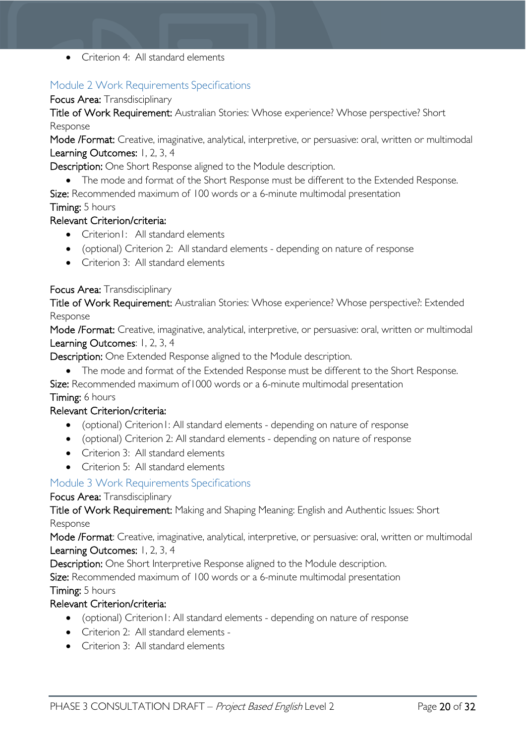- Criterion 4: All standard elements

## Module 2 Work Requirements Specifications

**Focus Area:** Transdisciplinary

**Title of Work Requirement:** Australian Stories: Whose experience? Whose perspective? Short Response

**Mode /Format:** Creative, imaginative, analytical, interpretive, or persuasive: oral, written or multimodal

**Learning Outcomes:** 1, 2, 3, 4

**Description:** One Short Response aligned to the Module description.

- The mode and format of the Short Response must be different to the Extended Response.

**Size:** Recommended maximum of 100 words or a 6-minute multimodal presentation

**Timing:** 5 hours

**Relevant Criterion/criteria:**

- Criterion1: All standard elements
- (optional) Criterion 2: All standard elements - depending on nature of response
- Criterion 3: All standard elements

**Focus Area:** Transdisciplinary

**Title of Work Requirement:** Australian Stories: Whose experience? Whose perspective?: Extended Response

**Mode /Format:** Creative, imaginative, analytical, interpretive, or persuasive: oral, written or multimodal

**Learning Outcomes**: 1, 2, 3, 4

**Description:** One Extended Response aligned to the Module description.

- The mode and format of the Extended Response must be different to the Short Response.

**Size:** Recommended maximum of1000 words or a 6-minute multimodal presentation

**Timing:** 6 hours

**Relevant Criterion/criteria:**

- (optional) Criterion1: All standard elements - depending on nature of response
- (optional) Criterion 2: All standard elements - depending on nature of response
- Criterion 3: All standard elements
- Criterion 5: All standard elements

## Module 3 Work Requirements Specifications

**Focus Area:** Transdisciplinary

**Title of Work Requirement:** Making and Shaping Meaning: English and Authentic Issues: Short Response

**Mode /Format**: Creative, imaginative, analytical, interpretive, or persuasive: oral, written or multimodal

**Learning Outcomes:** 1, 2, 3, 4

**Description:** One Short Interpretive Response aligned to the Module description.

**Size:** Recommended maximum of 100 words or a 6-minute multimodal presentation

**Timing:** 5 hours

**Relevant Criterion/criteria:**

- (optional) Criterion1: All standard elements - depending on nature of response
- Criterion 2: All standard elements -
- Criterion 3: All standard elements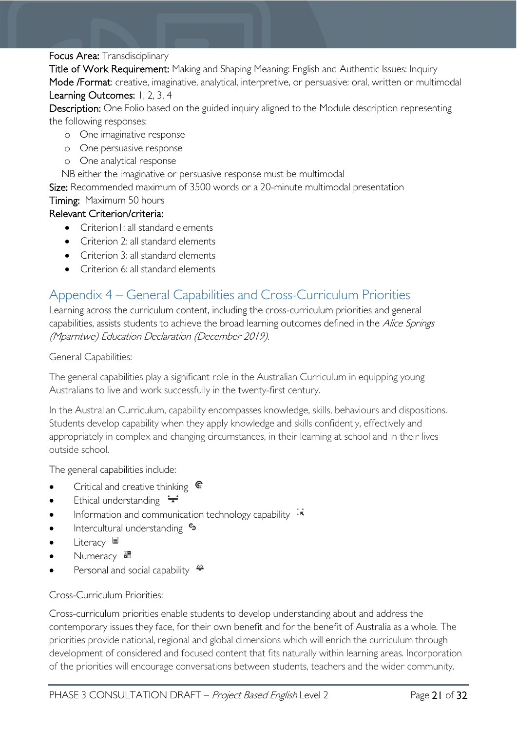**Focus Area:** Transdisciplinary

**Title of Work Requirement:** Making and Shaping Meaning: English and Authentic Issues: Inquiry

**Mode /Format**: creative, imaginative, analytical, interpretive, or persuasive: oral, written or multimodal

**Learning Outcomes:** 1, 2, 3, 4

**Description:** One Folio based on the guided inquiry aligned to the Module description representing the following responses:

- One imaginative response
- One persuasive response
- One analytical response

NB either the imaginative or persuasive response must be multimodal

**Size:** Recommended maximum of 3500 words or a 20-minute multimodal presentation

**Timing:** Maximum 50 hours

**Relevant Criterion/criteria:**

- Criterion1: all standard elements
- Criterion 2: all standard elements
- Criterion 3: all standard elements
- Criterion 6: all standard elements

## Appendix 4 – General Capabilities and Cross-Curriculum Priorities

Learning across the curriculum content, including the cross-curriculum priorities and general capabilities, assists students to achieve the broad learning outcomes defined in the *Alice Springs (Mparntwe) Education Declaration (December 2019).*

General Capabilities:

The general capabilities play a significant role in the Australian Curriculum in equipping young Australians to live and work successfully in the twenty-first century.

In the Australian Curriculum, capability encompasses knowledge, skills, behaviours and dispositions. Students develop capability when they apply knowledge and skills confidently, effectively and appropriately in complex and changing circumstances, in their learning at school and in their lives outside school.

The general capabilities include:

- Critical and creative thinking
- Ethical understanding
- Information and communication technology capability
- Intercultural understanding
- Literacy
- Numeracy
- Personal and social capability

Cross-Curriculum Priorities:

Cross-curriculum priorities enable students to develop understanding about and address the contemporary issues they face, for their own benefit and for the benefit of Australia as a whole. The priorities provide national, regional and global dimensions which will enrich the curriculum through development of considered and focused content that fits naturally within learning areas. Incorporation of the priorities will encourage conversations between students, teachers and the wider community.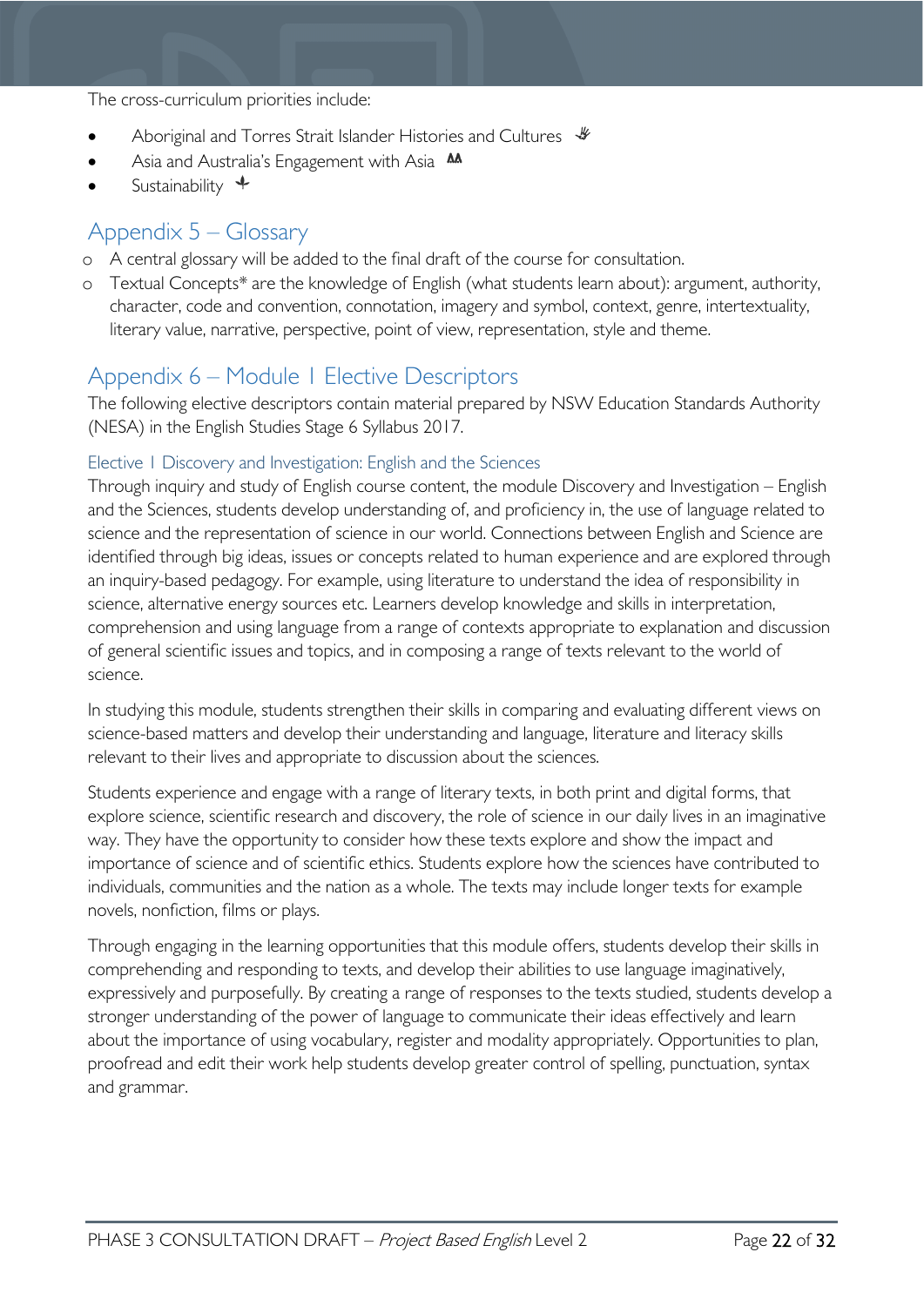The cross-curriculum priorities include:

- Aboriginal and Torres Strait Islander Histories and Cultures
- Asia and Australia's Engagement with Asia
- Sustainability

## Appendix 5 – Glossary

- A central glossary will be added to the final draft of the course for consultation.
- Textual Concepts* are the knowledge of English (what students learn about): argument, authority, character, code and convention, connotation, imagery and symbol, context, genre, intertextuality, literary value, narrative, perspective, point of view, representation, style and theme.

## Appendix 6 – Module 1 Elective Descriptors

The following elective descriptors contain material prepared by NSW Education Standards Authority (NESA) in the English Studies Stage 6 Syllabus 2017.

### Elective 1 Discovery and Investigation: English and the Sciences

Through inquiry and study of English course content, the module Discovery and Investigation – English and the Sciences, students develop understanding of, and proficiency in, the use of language related to science and the representation of science in our world. Connections between English and Science are identified through big ideas, issues or concepts related to human experience and are explored through an inquiry-based pedagogy. For example, using literature to understand the idea of responsibility in science, alternative energy sources etc. Learners develop knowledge and skills in interpretation, comprehension and using language from a range of contexts appropriate to explanation and discussion of general scientific issues and topics, and in composing a range of texts relevant to the world of science.

In studying this module, students strengthen their skills in comparing and evaluating different views on science-based matters and develop their understanding and language, literature and literacy skills relevant to their lives and appropriate to discussion about the sciences.

Students experience and engage with a range of literary texts, in both print and digital forms, that explore science, scientific research and discovery, the role of science in our daily lives in an imaginative way. They have the opportunity to consider how these texts explore and show the impact and importance of science and of scientific ethics. Students explore how the sciences have contributed to individuals, communities and the nation as a whole. The texts may include longer texts for example novels, nonfiction, films or plays.

Through engaging in the learning opportunities that this module offers, students develop their skills in comprehending and responding to texts, and develop their abilities to use language imaginatively, expressively and purposefully. By creating a range of responses to the texts studied, students develop a stronger understanding of the power of language to communicate their ideas effectively and learn about the importance of using vocabulary, register and modality appropriately. Opportunities to plan, proofread and edit their work help students develop greater control of spelling, punctuation, syntax and grammar.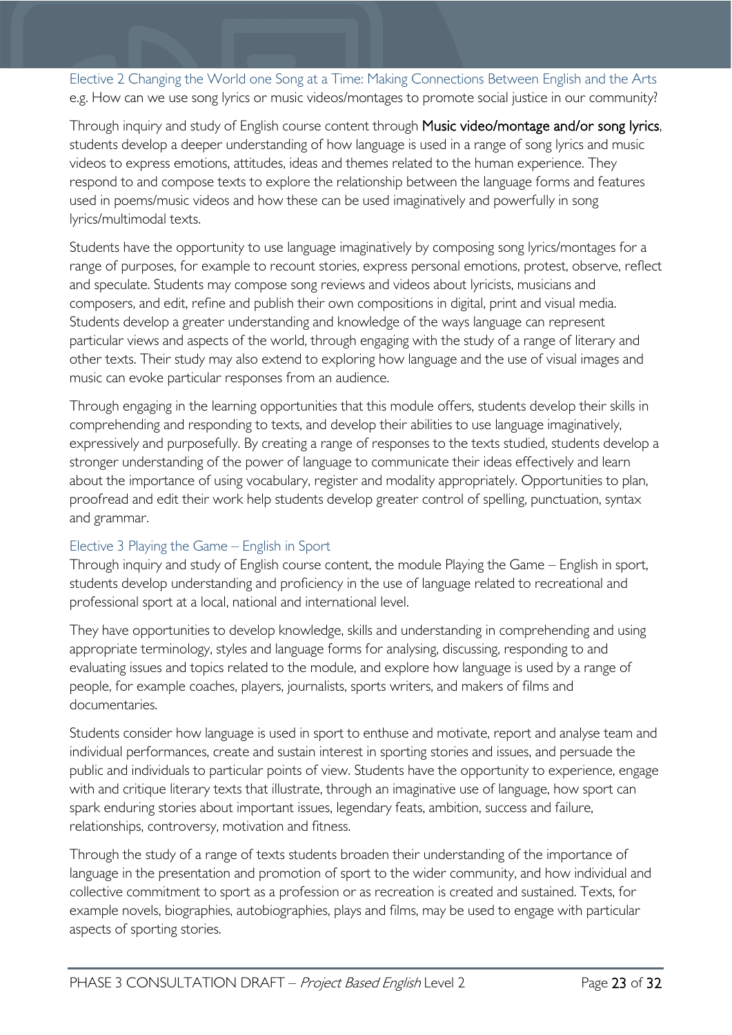### Elective 2 Changing the World one Song at a Time: Making Connections Between English and the Arts

e.g. How can we use song lyrics or music videos/montages to promote social justice in our community?

Through inquiry and study of English course content through **Music video/montage and/or song lyrics**, students develop a deeper understanding of how language is used in a range of song lyrics and music videos to express emotions, attitudes, ideas and themes related to the human experience. They respond to and compose texts to explore the relationship between the language forms and features used in poems/music videos and how these can be used imaginatively and powerfully in song lyrics/multimodal texts.

Students have the opportunity to use language imaginatively by composing song lyrics/montages for a range of purposes, for example to recount stories, express personal emotions, protest, observe, reflect and speculate. Students may compose song reviews and videos about lyricists, musicians and composers, and edit, refine and publish their own compositions in digital, print and visual media. Students develop a greater understanding and knowledge of the ways language can represent particular views and aspects of the world, through engaging with the study of a range of literary and other texts. Their study may also extend to exploring how language and the use of visual images and music can evoke particular responses from an audience.

Through engaging in the learning opportunities that this module offers, students develop their skills in comprehending and responding to texts, and develop their abilities to use language imaginatively, expressively and purposefully. By creating a range of responses to the texts studied, students develop a stronger understanding of the power of language to communicate their ideas effectively and learn about the importance of using vocabulary, register and modality appropriately. Opportunities to plan, proofread and edit their work help students develop greater control of spelling, punctuation, syntax and grammar.

### Elective 3 Playing the Game – English in Sport

Through inquiry and study of English course content, the module Playing the Game – English in sport, students develop understanding and proficiency in the use of language related to recreational and professional sport at a local, national and international level.

They have opportunities to develop knowledge, skills and understanding in comprehending and using appropriate terminology, styles and language forms for analysing, discussing, responding to and evaluating issues and topics related to the module, and explore how language is used by a range of people, for example coaches, players, journalists, sports writers, and makers of films and documentaries.

Students consider how language is used in sport to enthuse and motivate, report and analyse team and individual performances, create and sustain interest in sporting stories and issues, and persuade the public and individuals to particular points of view. Students have the opportunity to experience, engage with and critique literary texts that illustrate, through an imaginative use of language, how sport can spark enduring stories about important issues, legendary feats, ambition, success and failure, relationships, controversy, motivation and fitness.

Through the study of a range of texts students broaden their understanding of the importance of language in the presentation and promotion of sport to the wider community, and how individual and collective commitment to sport as a profession or as recreation is created and sustained. Texts, for example novels, biographies, autobiographies, plays and films, may be used to engage with particular aspects of sporting stories.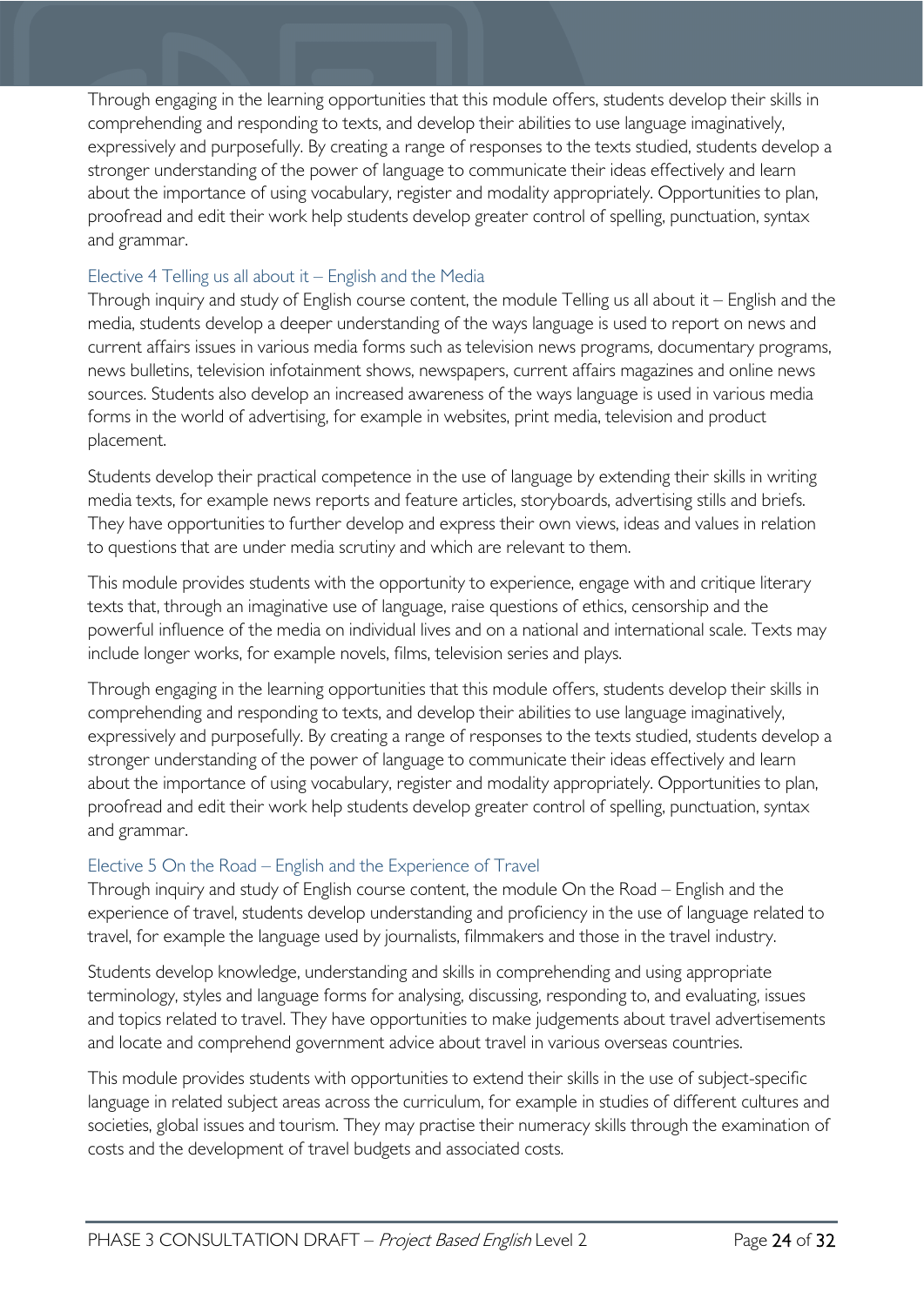Through engaging in the learning opportunities that this module offers, students develop their skills in comprehending and responding to texts, and develop their abilities to use language imaginatively, expressively and purposefully. By creating a range of responses to the texts studied, students develop a stronger understanding of the power of language to communicate their ideas effectively and learn about the importance of using vocabulary, register and modality appropriately. Opportunities to plan, proofread and edit their work help students develop greater control of spelling, punctuation, syntax and grammar.

### Elective 4 Telling us all about it – English and the Media

Through inquiry and study of English course content, the module Telling us all about it – English and the media, students develop a deeper understanding of the ways language is used to report on news and current affairs issues in various media forms such as television news programs, documentary programs, news bulletins, television infotainment shows, newspapers, current affairs magazines and online news sources. Students also develop an increased awareness of the ways language is used in various media forms in the world of advertising, for example in websites, print media, television and product placement.

Students develop their practical competence in the use of language by extending their skills in writing media texts, for example news reports and feature articles, storyboards, advertising stills and briefs. They have opportunities to further develop and express their own views, ideas and values in relation to questions that are under media scrutiny and which are relevant to them.

This module provides students with the opportunity to experience, engage with and critique literary texts that, through an imaginative use of language, raise questions of ethics, censorship and the powerful influence of the media on individual lives and on a national and international scale. Texts may include longer works, for example novels, films, television series and plays.

Through engaging in the learning opportunities that this module offers, students develop their skills in comprehending and responding to texts, and develop their abilities to use language imaginatively, expressively and purposefully. By creating a range of responses to the texts studied, students develop a stronger understanding of the power of language to communicate their ideas effectively and learn about the importance of using vocabulary, register and modality appropriately. Opportunities to plan, proofread and edit their work help students develop greater control of spelling, punctuation, syntax and grammar.

### Elective 5 On the Road – English and the Experience of Travel

Through inquiry and study of English course content, the module On the Road – English and the experience of travel, students develop understanding and proficiency in the use of language related to travel, for example the language used by journalists, filmmakers and those in the travel industry.

Students develop knowledge, understanding and skills in comprehending and using appropriate terminology, styles and language forms for analysing, discussing, responding to, and evaluating, issues and topics related to travel. They have opportunities to make judgements about travel advertisements and locate and comprehend government advice about travel in various overseas countries.

This module provides students with opportunities to extend their skills in the use of subject-specific language in related subject areas across the curriculum, for example in studies of different cultures and societies, global issues and tourism. They may practise their numeracy skills through the examination of costs and the development of travel budgets and associated costs.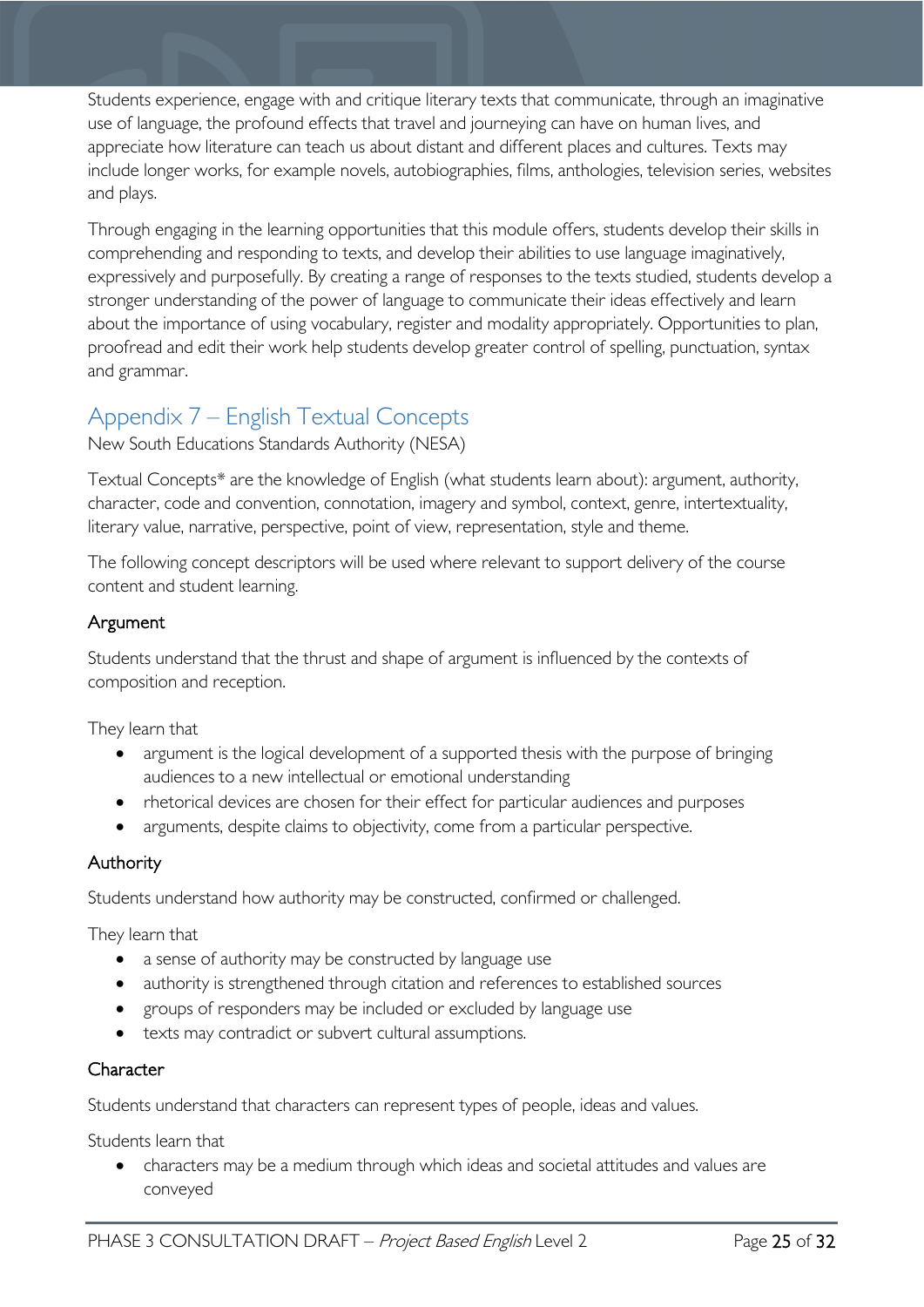Students experience, engage with and critique literary texts that communicate, through an imaginative use of language, the profound effects that travel and journeying can have on human lives, and appreciate how literature can teach us about distant and different places and cultures. Texts may include longer works, for example novels, autobiographies, films, anthologies, television series, websites and plays.

Through engaging in the learning opportunities that this module offers, students develop their skills in comprehending and responding to texts, and develop their abilities to use language imaginatively, expressively and purposefully. By creating a range of responses to the texts studied, students develop a stronger understanding of the power of language to communicate their ideas effectively and learn about the importance of using vocabulary, register and modality appropriately. Opportunities to plan, proofread and edit their work help students develop greater control of spelling, punctuation, syntax and grammar.

## Appendix 7 – English Textual Concepts

New South Educations Standards Authority (NESA)

Textual Concepts* are the knowledge of English (what students learn about): argument, authority, character, code and convention, connotation, imagery and symbol, context, genre, intertextuality, literary value, narrative, perspective, point of view, representation, style and theme.

The following concept descriptors will be used where relevant to support delivery of the course content and student learning.

### Argument

Students understand that the thrust and shape of argument is influenced by the contexts of composition and reception.

They learn that

- argument is the logical development of a supported thesis with the purpose of bringing audiences to a new intellectual or emotional understanding
- rhetorical devices are chosen for their effect for particular audiences and purposes
- arguments, despite claims to objectivity, come from a particular perspective.

### Authority

Students understand how authority may be constructed, confirmed or challenged.

They learn that

- a sense of authority may be constructed by language use
- authority is strengthened through citation and references to established sources
- groups of responders may be included or excluded by language use
- texts may contradict or subvert cultural assumptions.

### Character

Students understand that characters can represent types of people, ideas and values.

Students learn that

- characters may be a medium through which ideas and societal attitudes and values are conveyed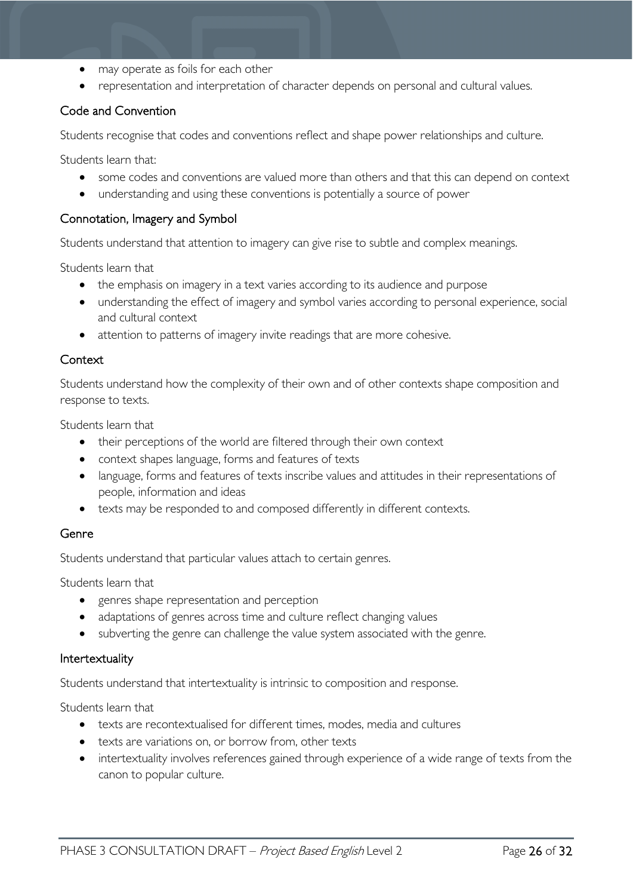- may operate as foils for each other
- representation and interpretation of character depends on personal and cultural values.

### Code and Convention

Students recognise that codes and conventions reflect and shape power relationships and culture.

Students learn that:

- some codes and conventions are valued more than others and that this can depend on context
- understanding and using these conventions is potentially a source of power

### Connotation, Imagery and Symbol

Students understand that attention to imagery can give rise to subtle and complex meanings.

Students learn that

- the emphasis on imagery in a text varies according to its audience and purpose
- understanding the effect of imagery and symbol varies according to personal experience, social and cultural context
- attention to patterns of imagery invite readings that are more cohesive.

### Context

Students understand how the complexity of their own and of other contexts shape composition and response to texts.

Students learn that

- their perceptions of the world are filtered through their own context
- context shapes language, forms and features of texts
- language, forms and features of texts inscribe values and attitudes in their representations of people, information and ideas
- texts may be responded to and composed differently in different contexts.

### Genre

Students understand that particular values attach to certain genres.

Students learn that

- genres shape representation and perception
- adaptations of genres across time and culture reflect changing values
- subverting the genre can challenge the value system associated with the genre.

### Intertextuality

Students understand that intertextuality is intrinsic to composition and response.

Students learn that

- texts are recontextualised for different times, modes, media and cultures
- texts are variations on, or borrow from, other texts
- intertextuality involves references gained through experience of a wide range of texts from the canon to popular culture.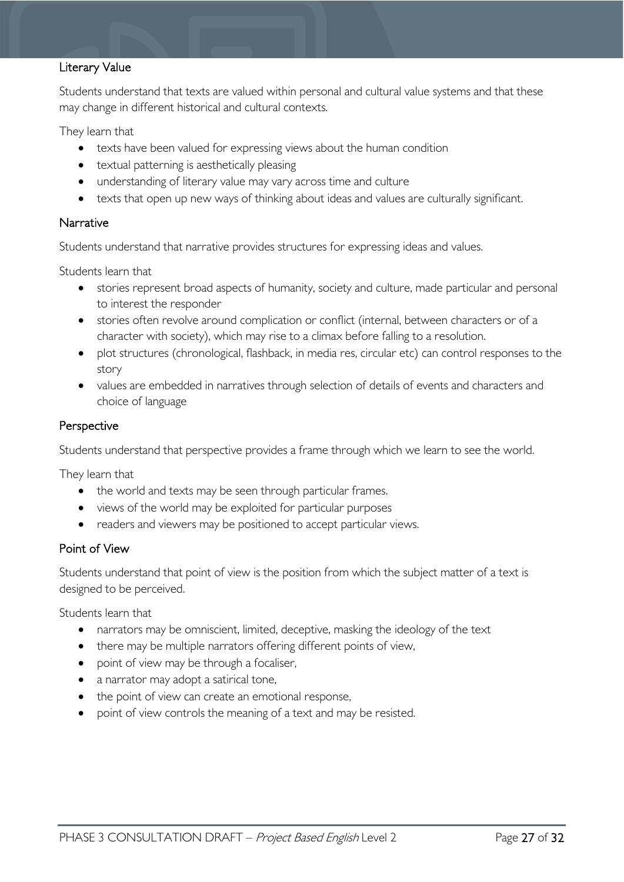### Literary Value

Students understand that texts are valued within personal and cultural value systems and that these may change in different historical and cultural contexts.

They learn that

- texts have been valued for expressing views about the human condition
- textual patterning is aesthetically pleasing
- understanding of literary value may vary across time and culture
- texts that open up new ways of thinking about ideas and values are culturally significant.

### Narrative

Students understand that narrative provides structures for expressing ideas and values.

Students learn that

- stories represent broad aspects of humanity, society and culture, made particular and personal to interest the responder
- stories often revolve around complication or conflict (internal, between characters or of a character with society), which may rise to a climax before falling to a resolution.
- plot structures (chronological, flashback, in media res, circular etc) can control responses to the story
- values are embedded in narratives through selection of details of events and characters and choice of language

### Perspective

Students understand that perspective provides a frame through which we learn to see the world.

They learn that

- the world and texts may be seen through particular frames.
- views of the world may be exploited for particular purposes
- readers and viewers may be positioned to accept particular views.

### Point of View

Students understand that point of view is the position from which the subject matter of a text is designed to be perceived.

Students learn that

- narrators may be omniscient, limited, deceptive, masking the ideology of the text
- there may be multiple narrators offering different points of view,
- point of view may be through a focaliser,
- a narrator may adopt a satirical tone,
- the point of view can create an emotional response,
- point of view controls the meaning of a text and may be resisted.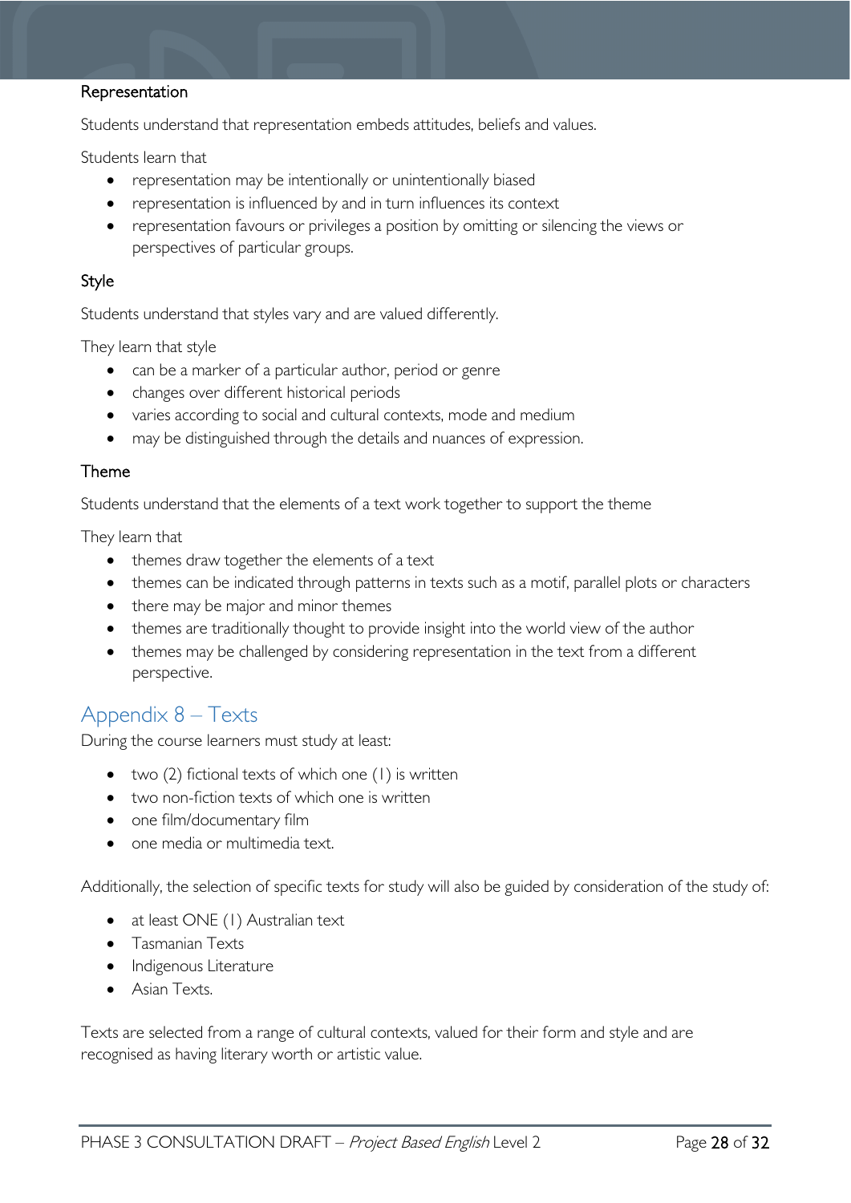### Representation

Students understand that representation embeds attitudes, beliefs and values.

Students learn that

- representation may be intentionally or unintentionally biased
- representation is influenced by and in turn influences its context
- representation favours or privileges a position by omitting or silencing the views or perspectives of particular groups.

### Style

Students understand that styles vary and are valued differently.

They learn that style

- can be a marker of a particular author, period or genre
- changes over different historical periods
- varies according to social and cultural contexts, mode and medium
- may be distinguished through the details and nuances of expression.

### Theme

Students understand that the elements of a text work together to support the theme

They learn that

- themes draw together the elements of a text
- themes can be indicated through patterns in texts such as a motif, parallel plots or characters
- there may be major and minor themes
- themes are traditionally thought to provide insight into the world view of the author
- themes may be challenged by considering representation in the text from a different perspective.

## Appendix 8 – Texts

During the course learners must study at least:

- two (2) fictional texts of which one (1) is written
- two non-fiction texts of which one is written
- one film/documentary film
- one media or multimedia text.

Additionally, the selection of specific texts for study will also be guided by consideration of the study of:

- at least ONE (1) Australian text
- Tasmanian Texts
- Indigenous Literature
- Asian Texts.

Texts are selected from a range of cultural contexts, valued for their form and style and are recognised as having literary worth or artistic value.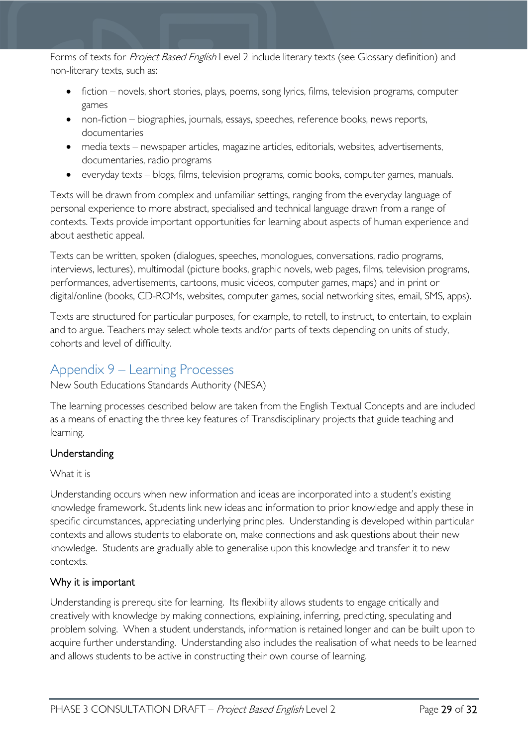Forms of texts for *Project Based English* Level 2 include literary texts (see Glossary definition) and non-literary texts, such as:

- fiction – novels, short stories, plays, poems, song lyrics, films, television programs, computer games
- non-fiction – biographies, journals, essays, speeches, reference books, news reports, documentaries
- media texts – newspaper articles, magazine articles, editorials, websites, advertisements, documentaries, radio programs
- everyday texts – blogs, films, television programs, comic books, computer games, manuals.

Texts will be drawn from complex and unfamiliar settings, ranging from the everyday language of personal experience to more abstract, specialised and technical language drawn from a range of contexts. Texts provide important opportunities for learning about aspects of human experience and about aesthetic appeal.

Texts can be written, spoken (dialogues, speeches, monologues, conversations, radio programs, interviews, lectures), multimodal (picture books, graphic novels, web pages, films, television programs, performances, advertisements, cartoons, music videos, computer games, maps) and in print or digital/online (books, CD-ROMs, websites, computer games, social networking sites, email, SMS, apps).

Texts are structured for particular purposes, for example, to retell, to instruct, to entertain, to explain and to argue. Teachers may select whole texts and/or parts of texts depending on units of study, cohorts and level of difficulty.

## Appendix 9 – Learning Processes

New South Educations Standards Authority (NESA)

The learning processes described below are taken from the English Textual Concepts and are included as a means of enacting the three key features of Transdisciplinary projects that guide teaching and learning.

### Understanding

What it is

Understanding occurs when new information and ideas are incorporated into a student's existing knowledge framework. Students link new ideas and information to prior knowledge and apply these in specific circumstances, appreciating underlying principles. Understanding is developed within particular contexts and allows students to elaborate on, make connections and ask questions about their new knowledge. Students are gradually able to generalise upon this knowledge and transfer it to new contexts.

### Why it is important

Understanding is prerequisite for learning. Its flexibility allows students to engage critically and creatively with knowledge by making connections, explaining, inferring, predicting, speculating and problem solving. When a student understands, information is retained longer and can be built upon to acquire further understanding. Understanding also includes the realisation of what needs to be learned and allows students to be active in constructing their own course of learning.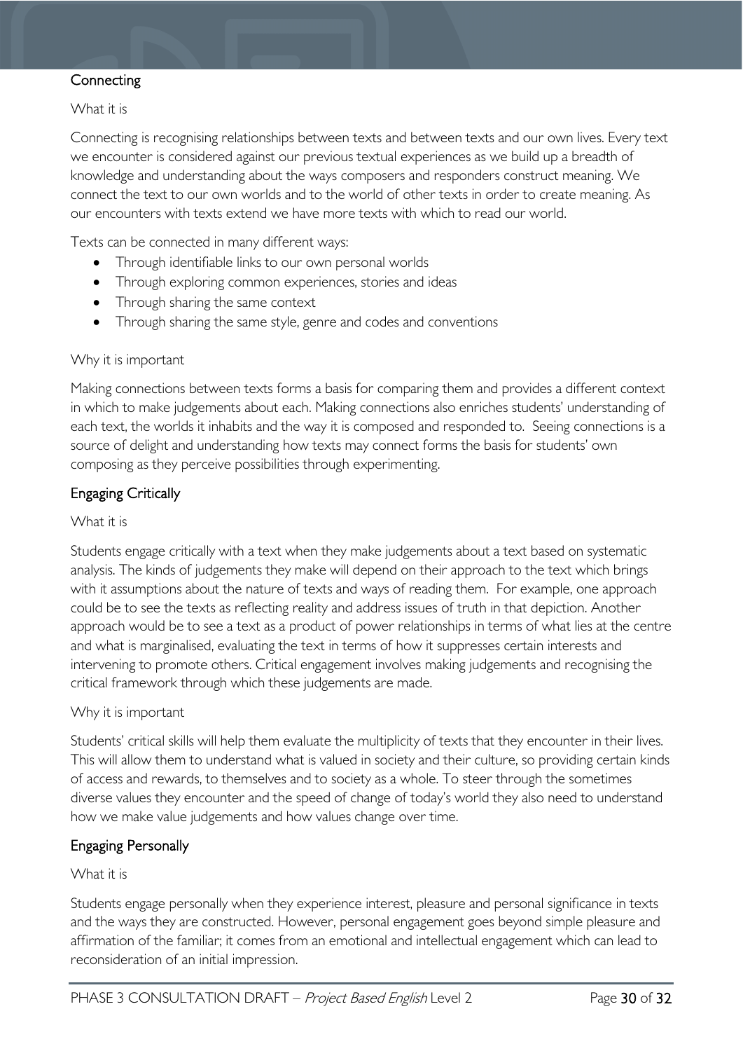## Connecting

What it is

Connecting is recognising relationships between texts and between texts and our own lives. Every text we encounter is considered against our previous textual experiences as we build up a breadth of knowledge and understanding about the ways composers and responders construct meaning. We connect the text to our own worlds and to the world of other texts in order to create meaning. As our encounters with texts extend we have more texts with which to read our world.

Texts can be connected in many different ways:

- Through identifiable links to our own personal worlds
- Through exploring common experiences, stories and ideas
- Through sharing the same context
- Through sharing the same style, genre and codes and conventions

Why it is important

Making connections between texts forms a basis for comparing them and provides a different context in which to make judgements about each. Making connections also enriches students' understanding of each text, the worlds it inhabits and the way it is composed and responded to. Seeing connections is a source of delight and understanding how texts may connect forms the basis for students' own composing as they perceive possibilities through experimenting.

## Engaging Critically

What it is

Students engage critically with a text when they make judgements about a text based on systematic analysis. The kinds of judgements they make will depend on their approach to the text which brings with it assumptions about the nature of texts and ways of reading them. For example, one approach could be to see the texts as reflecting reality and address issues of truth in that depiction. Another approach would be to see a text as a product of power relationships in terms of what lies at the centre and what is marginalised, evaluating the text in terms of how it suppresses certain interests and intervening to promote others. Critical engagement involves making judgements and recognising the critical framework through which these judgements are made.

Why it is important

Students' critical skills will help them evaluate the multiplicity of texts that they encounter in their lives. This will allow them to understand what is valued in society and their culture, so providing certain kinds of access and rewards, to themselves and to society as a whole. To steer through the sometimes diverse values they encounter and the speed of change of today's world they also need to understand how we make value judgements and how values change over time.

## Engaging Personally

What it is

Students engage personally when they experience interest, pleasure and personal significance in texts and the ways they are constructed. However, personal engagement goes beyond simple pleasure and affirmation of the familiar; it comes from an emotional and intellectual engagement which can lead to reconsideration of an initial impression.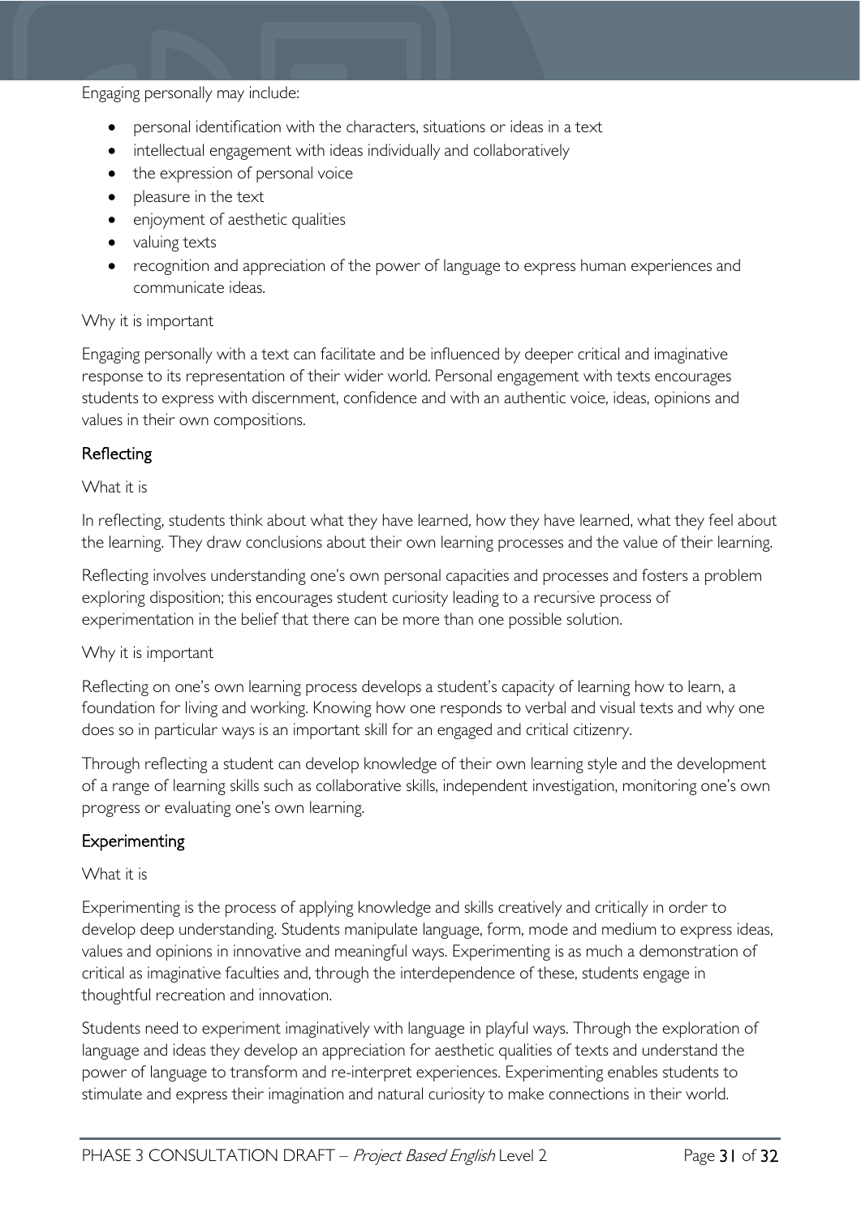Engaging personally may include:

- personal identification with the characters, situations or ideas in a text
- intellectual engagement with ideas individually and collaboratively
- the expression of personal voice
- pleasure in the text
- enjoyment of aesthetic qualities
- valuing texts
- recognition and appreciation of the power of language to express human experiences and communicate ideas.

Why it is important

Engaging personally with a text can facilitate and be influenced by deeper critical and imaginative response to its representation of their wider world. Personal engagement with texts encourages students to express with discernment, confidence and with an authentic voice, ideas, opinions and values in their own compositions.

## Reflecting

What it is

In reflecting, students think about what they have learned, how they have learned, what they feel about the learning. They draw conclusions about their own learning processes and the value of their learning.

Reflecting involves understanding one's own personal capacities and processes and fosters a problem exploring disposition; this encourages student curiosity leading to a recursive process of experimentation in the belief that there can be more than one possible solution.

Why it is important

Reflecting on one's own learning process develops a student's capacity of learning how to learn, a foundation for living and working. Knowing how one responds to verbal and visual texts and why one does so in particular ways is an important skill for an engaged and critical citizenry.

Through reflecting a student can develop knowledge of their own learning style and the development of a range of learning skills such as collaborative skills, independent investigation, monitoring one's own progress or evaluating one's own learning.

## Experimenting

What it is

Experimenting is the process of applying knowledge and skills creatively and critically in order to develop deep understanding. Students manipulate language, form, mode and medium to express ideas, values and opinions in innovative and meaningful ways. Experimenting is as much a demonstration of critical as imaginative faculties and, through the interdependence of these, students engage in thoughtful recreation and innovation.

Students need to experiment imaginatively with language in playful ways. Through the exploration of language and ideas they develop an appreciation for aesthetic qualities of texts and understand the power of language to transform and re-interpret experiences. Experimenting enables students to stimulate and express their imagination and natural curiosity to make connections in their world.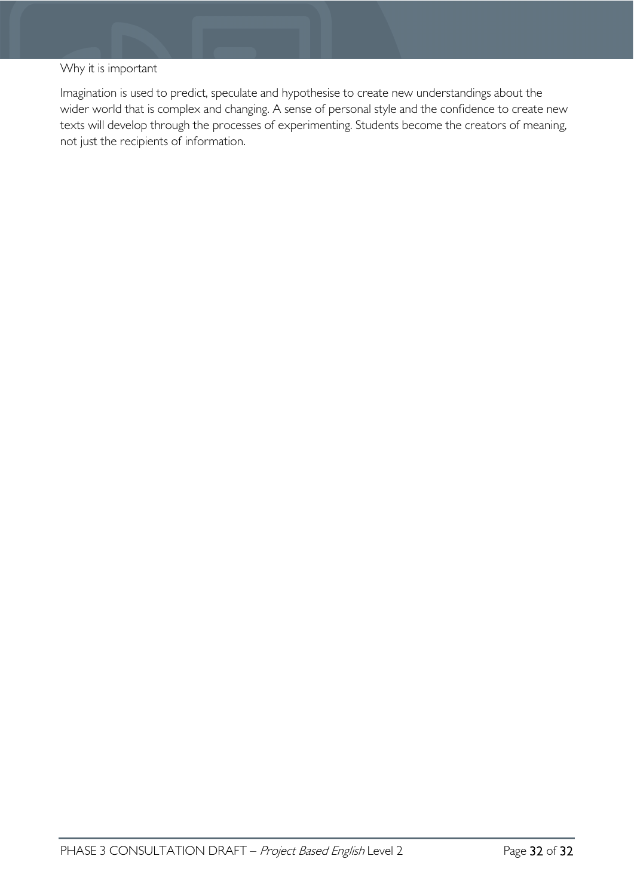#### Why it is important

Imagination is used to predict, speculate and hypothesise to create new understandings about the wider world that is complex and changing. A sense of personal style and the confidence to create new texts will develop through the processes of experimenting. Students become the creators of meaning, not just the recipients of information.